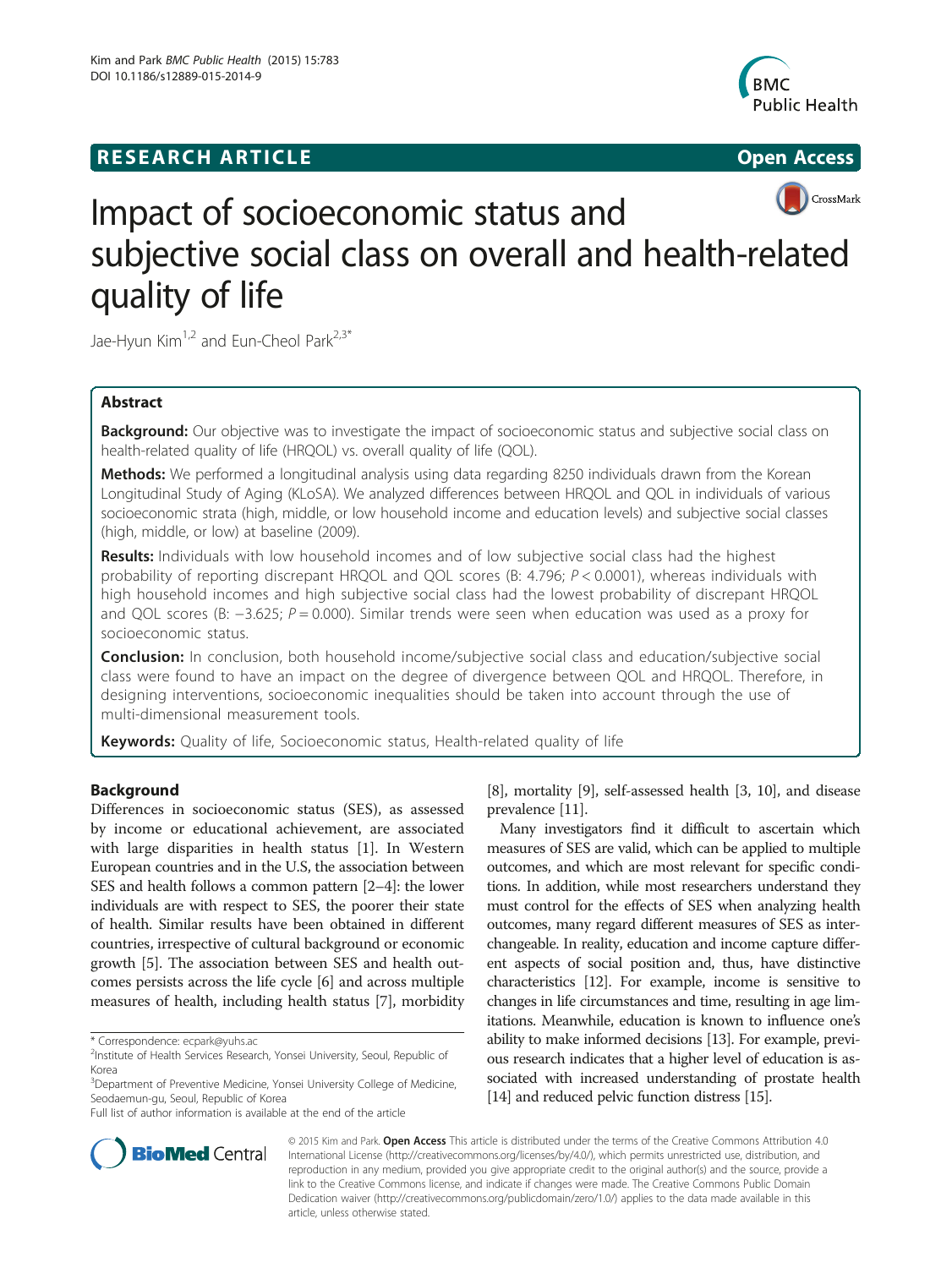RESEARCH ARTICLE **Open Access**

# Impact of socioeconomic status and subjective social class on overall and health-related quality of life

Jae-Hyun Kim[1,2] and Eun-Cheol Park[2,3*]

## Abstract

**Background:** Our objective was to investigate the impact of socioeconomic status and subjective social class on health-related quality of life (HRQOL) vs. overall quality of life (QOL).

**Methods:** We performed a longitudinal analysis using data regarding 8250 individuals drawn from the Korean Longitudinal Study of Aging (KLoSA). We analyzed differences between HRQOL and QOL in individuals of various socioeconomic strata (high, middle, or low household income and education levels) and subjective social classes (high, middle, or low) at baseline (2009).

**Results:** Individuals with low household incomes and of low subjective social class had the highest probability of reporting discrepant HRQOL and QOL scores (B: 4.796; $P < 0.0001$), whereas individuals with high household incomes and high subjective social class had the lowest probability of discrepant HRQOL and QOL scores (B: −3.625; $P = 0.000$). Similar trends were seen when education was used as a proxy for socioeconomic status.

**Conclusion:** In conclusion, both household income/subjective social class and education/subjective social class were found to have an impact on the degree of divergence between QOL and HRQOL. Therefore, in designing interventions, socioeconomic inequalities should be taken into account through the use of multi-dimensional measurement tools.

**Keywords:** Quality of life, Socioeconomic status, Health-related quality of life

## Background

Differences in socioeconomic status (SES), as assessed by income or educational achievement, are associated with large disparities in health status [1]. In Western European countries and in the U.S, the association between SES and health follows a common pattern [2–4]: the lower individuals are with respect to SES, the poorer their state of health. Similar results have been obtained in different countries, irrespective of cultural background or economic growth [5]. The association between SES and health outcomes persists across the life cycle [6] and across multiple measures of health, including health status [7], morbidity [8], mortality [9], self-assessed health [3, 10], and disease prevalence [11].

Many investigators find it difficult to ascertain which measures of SES are valid, which can be applied to multiple outcomes, and which are most relevant for specific conditions. In addition, while most researchers understand they must control for the effects of SES when analyzing health outcomes, many regard different measures of SES as interchangeable. In reality, education and income capture different aspects of social position and, thus, have distinctive characteristics [12]. For example, income is sensitive to changes in life circumstances and time, resulting in age limitations. Meanwhile, education is known to influence one's ability to make informed decisions [13]. For example, previous research indicates that a higher level of education is associated with increased understanding of prostate health [14] and reduced pelvic function distress [15].

\* Correspondence: ecpark@yuhs.ac
[2]Institute of Health Services Research, Yonsei University, Seoul, Republic of Korea
[3]Department of Preventive Medicine, Yonsei University College of Medicine, Seodaemun-gu, Seoul, Republic of Korea
Full list of author information is available at the end of the article

© 2015 Kim and Park. **Open Access** This article is distributed under the terms of the Creative Commons Attribution 4.0 International License (http://creativecommons.org/licenses/by/4.0/), which permits unrestricted use, distribution, and reproduction in any medium, provided you give appropriate credit to the original author(s) and the source, provide a link to the Creative Commons license, and indicate if changes were made. The Creative Commons Public Domain Dedication waiver (http://creativecommons.org/publicdomain/zero/1.0/) applies to the data made available in this article, unless otherwise stated.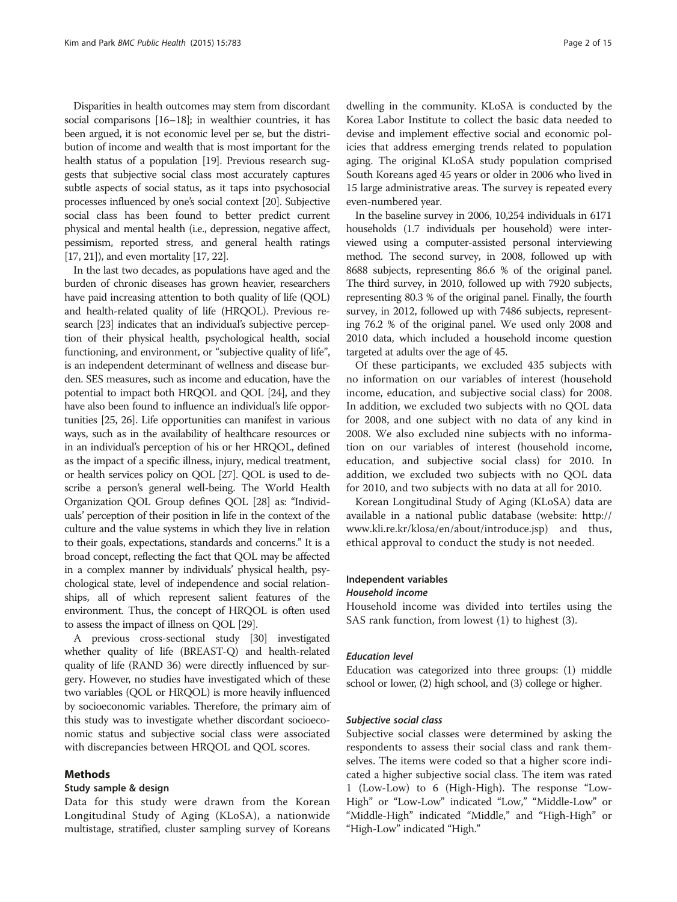Disparities in health outcomes may stem from discordant social comparisons [16–18]; in wealthier countries, it has been argued, it is not economic level per se, but the distribution of income and wealth that is most important for the health status of a population [19]. Previous research suggests that subjective social class most accurately captures subtle aspects of social status, as it taps into psychosocial processes influenced by one's social context [20]. Subjective social class has been found to better predict current physical and mental health (i.e., depression, negative affect, pessimism, reported stress, and general health ratings [17, 21]), and even mortality [17, 22].

In the last two decades, as populations have aged and the burden of chronic diseases has grown heavier, researchers have paid increasing attention to both quality of life (QOL) and health-related quality of life (HRQOL). Previous research [23] indicates that an individual's subjective perception of their physical health, psychological health, social functioning, and environment, or "subjective quality of life", is an independent determinant of wellness and disease burden. SES measures, such as income and education, have the potential to impact both HRQOL and QOL [24], and they have also been found to influence an individual's life opportunities [25, 26]. Life opportunities can manifest in various ways, such as in the availability of healthcare resources or in an individual's perception of his or her HRQOL, defined as the impact of a specific illness, injury, medical treatment, or health services policy on QOL [27]. QOL is used to describe a person's general well-being. The World Health Organization QOL Group defines QOL [28] as: "Individuals' perception of their position in life in the context of the culture and the value systems in which they live in relation to their goals, expectations, standards and concerns." It is a broad concept, reflecting the fact that QOL may be affected in a complex manner by individuals' physical health, psychological state, level of independence and social relationships, all of which represent salient features of the environment. Thus, the concept of HRQOL is often used to assess the impact of illness on QOL [29].

A previous cross-sectional study [30] investigated whether quality of life (BREAST-Q) and health-related quality of life (RAND 36) were directly influenced by surgery. However, no studies have investigated which of these two variables (QOL or HRQOL) is more heavily influenced by socioeconomic variables. Therefore, the primary aim of this study was to investigate whether discordant socioeconomic status and subjective social class were associated with discrepancies between HRQOL and QOL scores.

## Methods

### Study sample & design

Data for this study were drawn from the Korean Longitudinal Study of Aging (KLoSA), a nationwide multistage, stratified, cluster sampling survey of Koreans dwelling in the community. KLoSA is conducted by the Korea Labor Institute to collect the basic data needed to devise and implement effective social and economic policies that address emerging trends related to population aging. The original KLoSA study population comprised South Koreans aged 45 years or older in 2006 who lived in 15 large administrative areas. The survey is repeated every even-numbered year.

In the baseline survey in 2006, 10,254 individuals in 6171 households (1.7 individuals per household) were interviewed using a computer-assisted personal interviewing method. The second survey, in 2008, followed up with 8688 subjects, representing 86.6 % of the original panel. The third survey, in 2010, followed up with 7920 subjects, representing 80.3 % of the original panel. Finally, the fourth survey, in 2012, followed up with 7486 subjects, representing 76.2 % of the original panel. We used only 2008 and 2010 data, which included a household income question targeted at adults over the age of 45.

Of these participants, we excluded 435 subjects with no information on our variables of interest (household income, education, and subjective social class) for 2008. In addition, we excluded two subjects with no QOL data for 2008, and one subject with no data of any kind in 2008. We also excluded nine subjects with no information on our variables of interest (household income, education, and subjective social class) for 2010. In addition, we excluded two subjects with no QOL data for 2010, and two subjects with no data at all for 2010.

Korean Longitudinal Study of Aging (KLoSA) data are available in a national public database (website: http://www.kli.re.kr/klosa/en/about/introduce.jsp) and thus, ethical approval to conduct the study is not needed.

### Independent variables

#### *Household income*

Household income was divided into tertiles using the SAS rank function, from lowest (1) to highest (3).

#### *Education level*

Education was categorized into three groups: (1) middle school or lower, (2) high school, and (3) college or higher.

#### *Subjective social class*

Subjective social classes were determined by asking the respondents to assess their social class and rank themselves. The items were coded so that a higher score indicated a higher subjective social class. The item was rated 1 (Low-Low) to 6 (High-High). The response "Low-High" or "Low-Low" indicated "Low," "Middle-Low" or "Middle-High" indicated "Middle," and "High-High" or "High-Low" indicated "High."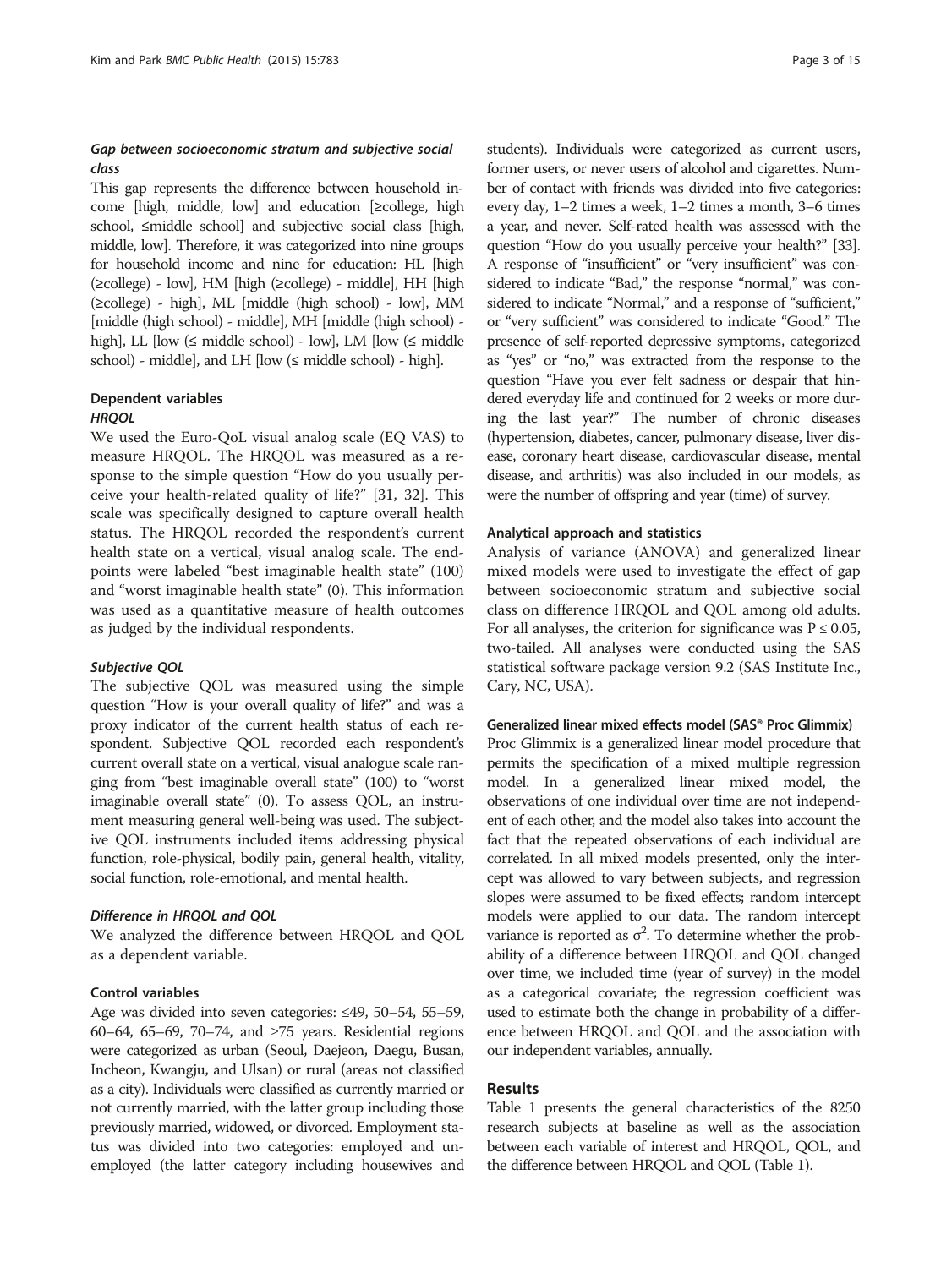#### *Gap between socioeconomic stratum and subjective social class*

This gap represents the difference between household income [high, middle, low] and education [≥college, high school, ≤middle school] and subjective social class [high, middle, low]. Therefore, it was categorized into nine groups for household income and nine for education: HL [high (≥college) - low], HM [high (≥college) - middle], HH [high (≥college) - high], ML [middle (high school) - low], MM [middle (high school) - middle], MH [middle (high school) - high], LL [low (≤ middle school) - low], LM [low (≤ middle school) - middle], and LH [low (≤ middle school) - high].

### Dependent variables

#### *HRQOL*

We used the Euro-QoL visual analog scale (EQ VAS) to measure HRQOL. The HRQOL was measured as a response to the simple question "How do you usually perceive your health-related quality of life?" [31, 32]. This scale was specifically designed to capture overall health status. The HRQOL recorded the respondent's current health state on a vertical, visual analog scale. The endpoints were labeled "best imaginable health state" (100) and "worst imaginable health state" (0). This information was used as a quantitative measure of health outcomes as judged by the individual respondents.

#### *Subjective QOL*

The subjective QOL was measured using the simple question "How is your overall quality of life?" and was a proxy indicator of the current health status of each respondent. Subjective QOL recorded each respondent's current overall state on a vertical, visual analogue scale ranging from "best imaginable overall state" (100) to "worst imaginable overall state" (0). To assess QOL, an instrument measuring general well-being was used. The subjective QOL instruments included items addressing physical function, role-physical, bodily pain, general health, vitality, social function, role-emotional, and mental health.

#### *Difference in HRQOL and QOL*

We analyzed the difference between HRQOL and QOL as a dependent variable.

### Control variables

Age was divided into seven categories: ≤49, 50–54, 55–59, 60–64, 65–69, 70–74, and ≥75 years. Residential regions were categorized as urban (Seoul, Daejeon, Daegu, Busan, Incheon, Kwangju, and Ulsan) or rural (areas not classified as a city). Individuals were classified as currently married or not currently married, with the latter group including those previously married, widowed, or divorced. Employment status was divided into two categories: employed and unemployed (the latter category including housewives and students). Individuals were categorized as current users, former users, or never users of alcohol and cigarettes. Number of contact with friends was divided into five categories: every day, 1–2 times a week, 1–2 times a month, 3–6 times a year, and never. Self-rated health was assessed with the question "How do you usually perceive your health?" [33]. A response of "insufficient" or "very insufficient" was considered to indicate "Bad," the response "normal," was considered to indicate "Normal," and a response of "sufficient," or "very sufficient" was considered to indicate "Good." The presence of self-reported depressive symptoms, categorized as "yes" or "no," was extracted from the response to the question "Have you ever felt sadness or despair that hindered everyday life and continued for 2 weeks or more during the last year?" The number of chronic diseases (hypertension, diabetes, cancer, pulmonary disease, liver disease, coronary heart disease, cardiovascular disease, mental disease, and arthritis) was also included in our models, as were the number of offspring and year (time) of survey.

### Analytical approach and statistics

Analysis of variance (ANOVA) and generalized linear mixed models were used to investigate the effect of gap between socioeconomic stratum and subjective social class on difference HRQOL and QOL among old adults. For all analyses, the criterion for significance was $P \leq 0.05$, two-tailed. All analyses were conducted using the SAS statistical software package version 9.2 (SAS Institute Inc., Cary, NC, USA).

#### Generalized linear mixed effects model (SAS® Proc Glimmix)

Proc Glimmix is a generalized linear model procedure that permits the specification of a mixed multiple regression model. In a generalized linear mixed model, the observations of one individual over time are not independent of each other, and the model also takes into account the fact that the repeated observations of each individual are correlated. In all mixed models presented, only the intercept was allowed to vary between subjects, and regression slopes were assumed to be fixed effects; random intercept models were applied to our data. The random intercept variance is reported as $\sigma^2$. To determine whether the probability of a difference between HRQOL and QOL changed over time, we included time (year of survey) in the model as a categorical covariate; the regression coefficient was used to estimate both the change in probability of a difference between HRQOL and QOL and the association with our independent variables, annually.

## Results

Table 1 presents the general characteristics of the 8250 research subjects at baseline as well as the association between each variable of interest and HRQOL, QOL, and the difference between HRQOL and QOL (Table 1).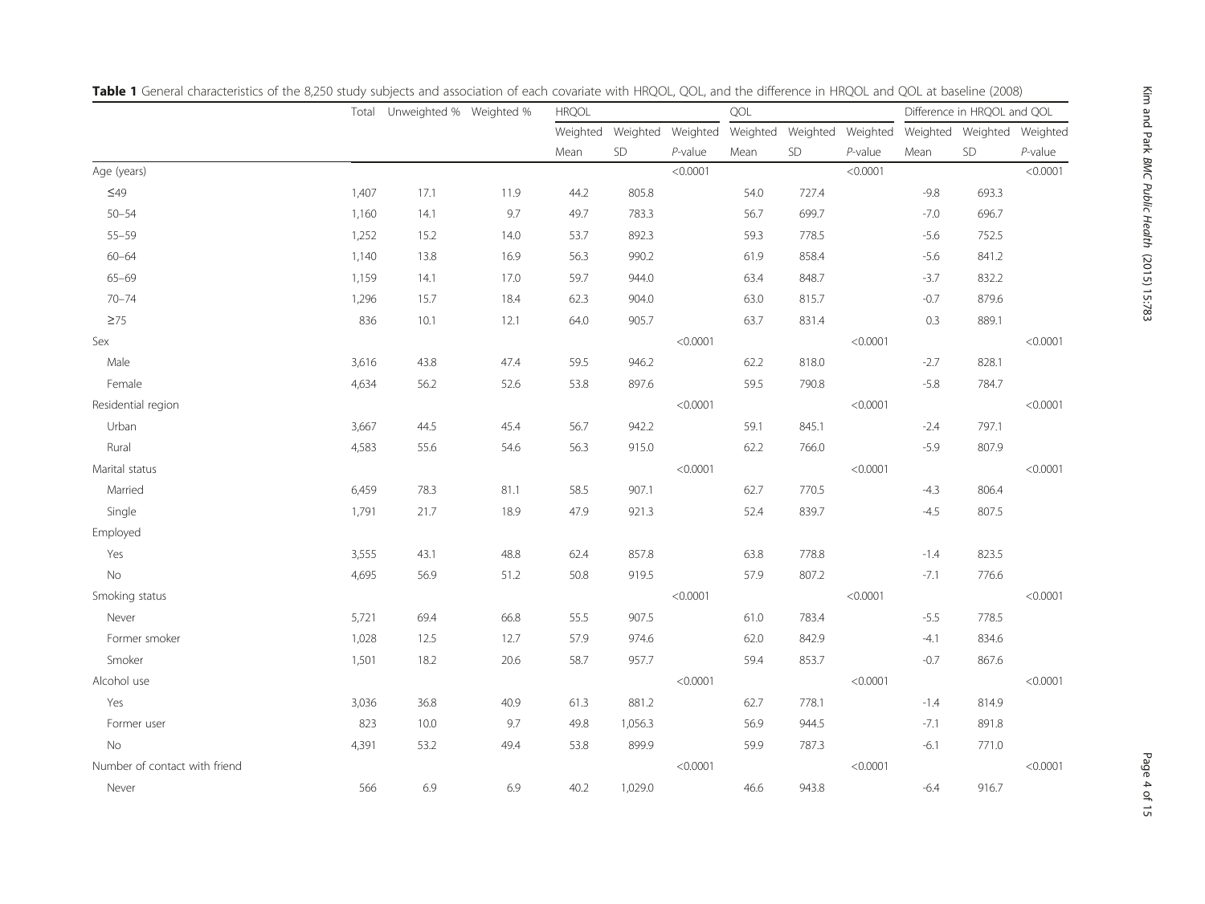**Table 1** General characteristics of the 8,250 study subjects and association of each covariate with HRQOL, QOL, and the difference in HRQOL and QOL at baseline (2008)

| | Total | Unweighted % | Weighted % | HRQOL | | | QOL | | | Difference in HRQOL and QOL | | |
|---|---|---|---|---|---|---|---|---|---|---|---|---|
| | | | | Weighted Mean | Weighted SD | Weighted *P*-value | Weighted Mean | Weighted SD | Weighted *P*-value | Weighted Mean | Weighted SD | Weighted *P*-value |
| Age (years) | | | | | | <0.0001 | | | <0.0001 | | | <0.0001 |
| ≤49 | 1,407 | 17.1 | 11.9 | 44.2 | 805.8 | | 54.0 | 727.4 | | -9.8 | 693.3 | |
| 50–54 | 1,160 | 14.1 | 9.7 | 49.7 | 783.3 | | 56.7 | 699.7 | | -7.0 | 696.7 | |
| 55–59 | 1,252 | 15.2 | 14.0 | 53.7 | 892.3 | | 59.3 | 778.5 | | -5.6 | 752.5 | |
| 60–64 | 1,140 | 13.8 | 16.9 | 56.3 | 990.2 | | 61.9 | 858.4 | | -5.6 | 841.2 | |
| 65–69 | 1,159 | 14.1 | 17.0 | 59.7 | 944.0 | | 63.4 | 848.7 | | -3.7 | 832.2 | |
| 70–74 | 1,296 | 15.7 | 18.4 | 62.3 | 904.0 | | 63.0 | 815.7 | | -0.7 | 879.6 | |
| ≥75 | 836 | 10.1 | 12.1 | 64.0 | 905.7 | | 63.7 | 831.4 | | 0.3 | 889.1 | |
| Sex | | | | | | <0.0001 | | | <0.0001 | | | <0.0001 |
| Male | 3,616 | 43.8 | 47.4 | 59.5 | 946.2 | | 62.2 | 818.0 | | -2.7 | 828.1 | |
| Female | 4,634 | 56.2 | 52.6 | 53.8 | 897.6 | | 59.5 | 790.8 | | -5.8 | 784.7 | |
| Residential region | | | | | | <0.0001 | | | <0.0001 | | | <0.0001 |
| Urban | 3,667 | 44.5 | 45.4 | 56.7 | 942.2 | | 59.1 | 845.1 | | -2.4 | 797.1 | |
| Rural | 4,583 | 55.6 | 54.6 | 56.3 | 915.0 | | 62.2 | 766.0 | | -5.9 | 807.9 | |
| Marital status | | | | | | <0.0001 | | | <0.0001 | | | <0.0001 |
| Married | 6,459 | 78.3 | 81.1 | 58.5 | 907.1 | | 62.7 | 770.5 | | -4.3 | 806.4 | |
| Single | 1,791 | 21.7 | 18.9 | 47.9 | 921.3 | | 52.4 | 839.7 | | -4.5 | 807.5 | |
| Employed | | | | | | | | | | | | |
| Yes | 3,555 | 43.1 | 48.8 | 62.4 | 857.8 | | 63.8 | 778.8 | | -1.4 | 823.5 | |
| No | 4,695 | 56.9 | 51.2 | 50.8 | 919.5 | | 57.9 | 807.2 | | -7.1 | 776.6 | |
| Smoking status | | | | | | <0.0001 | | | <0.0001 | | | <0.0001 |
| Never | 5,721 | 69.4 | 66.8 | 55.5 | 907.5 | | 61.0 | 783.4 | | -5.5 | 778.5 | |
| Former smoker | 1,028 | 12.5 | 12.7 | 57.9 | 974.6 | | 62.0 | 842.9 | | -4.1 | 834.6 | |
| Smoker | 1,501 | 18.2 | 20.6 | 58.7 | 957.7 | | 59.4 | 853.7 | | -0.7 | 867.6 | |
| Alcohol use | | | | | | <0.0001 | | | <0.0001 | | | <0.0001 |
| Yes | 3,036 | 36.8 | 40.9 | 61.3 | 881.2 | | 62.7 | 778.1 | | -1.4 | 814.9 | |
| Former user | 823 | 10.0 | 9.7 | 49.8 | 1,056.3 | | 56.9 | 944.5 | | -7.1 | 891.8 | |
| No | 4,391 | 53.2 | 49.4 | 53.8 | 899.9 | | 59.9 | 787.3 | | -6.1 | 771.0 | |
| Number of contact with friend | | | | | | <0.0001 | | | <0.0001 | | | <0.0001 |
| Never | 566 | 6.9 | 6.9 | 40.2 | 1,029.0 | | 46.6 | 943.8 | | -6.4 | 916.7 | |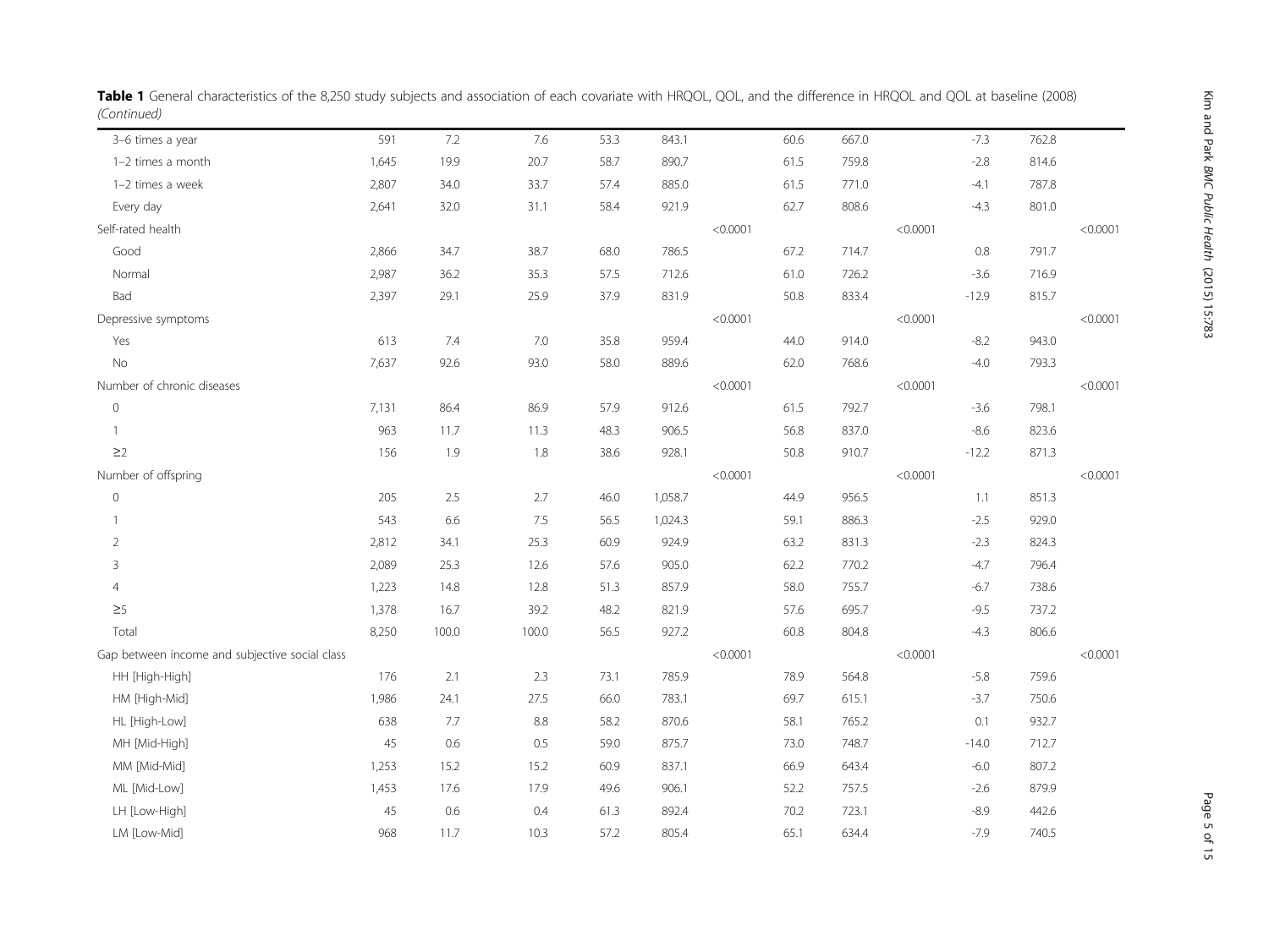**Table 1** General characteristics of the 8,250 study subjects and association of each covariate with HRQOL, QOL, and the difference in HRQOL and QOL at baseline (2008) *(Continued)*

| | | | | | | | | | | | | |
|---|---|---|---|---|---|---|---|---|---|---|---|---|
| 3–6 times a year | 591 | 7.2 | 7.6 | 53.3 | 843.1 | | 60.6 | 667.0 | | -7.3 | 762.8 | |
| 1–2 times a month | 1,645 | 19.9 | 20.7 | 58.7 | 890.7 | | 61.5 | 759.8 | | -2.8 | 814.6 | |
| 1–2 times a week | 2,807 | 34.0 | 33.7 | 57.4 | 885.0 | | 61.5 | 771.0 | | -4.1 | 787.8 | |
| Every day | 2,641 | 32.0 | 31.1 | 58.4 | 921.9 | | 62.7 | 808.6 | | -4.3 | 801.0 | |
| Self-rated health | | | | | | <0.0001 | | | <0.0001 | | | <0.0001 |
| Good | 2,866 | 34.7 | 38.7 | 68.0 | 786.5 | | 67.2 | 714.7 | | 0.8 | 791.7 | |
| Normal | 2,987 | 36.2 | 35.3 | 57.5 | 712.6 | | 61.0 | 726.2 | | -3.6 | 716.9 | |
| Bad | 2,397 | 29.1 | 25.9 | 37.9 | 831.9 | | 50.8 | 833.4 | | -12.9 | 815.7 | |
| Depressive symptoms | | | | | | <0.0001 | | | <0.0001 | | | <0.0001 |
| Yes | 613 | 7.4 | 7.0 | 35.8 | 959.4 | | 44.0 | 914.0 | | -8.2 | 943.0 | |
| No | 7,637 | 92.6 | 93.0 | 58.0 | 889.6 | | 62.0 | 768.6 | | -4.0 | 793.3 | |
| Number of chronic diseases | | | | | | <0.0001 | | | <0.0001 | | | <0.0001 |
| 0 | 7,131 | 86.4 | 86.9 | 57.9 | 912.6 | | 61.5 | 792.7 | | -3.6 | 798.1 | |
| 1 | 963 | 11.7 | 11.3 | 48.3 | 906.5 | | 56.8 | 837.0 | | -8.6 | 823.6 | |
| ≥2 | 156 | 1.9 | 1.8 | 38.6 | 928.1 | | 50.8 | 910.7 | | -12.2 | 871.3 | |
| Number of offspring | | | | | | <0.0001 | | | <0.0001 | | | <0.0001 |
| 0 | 205 | 2.5 | 2.7 | 46.0 | 1,058.7 | | 44.9 | 956.5 | | 1.1 | 851.3 | |
| 1 | 543 | 6.6 | 7.5 | 56.5 | 1,024.3 | | 59.1 | 886.3 | | -2.5 | 929.0 | |
| 2 | 2,812 | 34.1 | 25.3 | 60.9 | 924.9 | | 63.2 | 831.3 | | -2.3 | 824.3 | |
| 3 | 2,089 | 25.3 | 12.6 | 57.6 | 905.0 | | 62.2 | 770.2 | | -4.7 | 796.4 | |
| 4 | 1,223 | 14.8 | 12.8 | 51.3 | 857.9 | | 58.0 | 755.7 | | -6.7 | 738.6 | |
| ≥5 | 1,378 | 16.7 | 39.2 | 48.2 | 821.9 | | 57.6 | 695.7 | | -9.5 | 737.2 | |
| Total | 8,250 | 100.0 | 100.0 | 56.5 | 927.2 | | 60.8 | 804.8 | | -4.3 | 806.6 | |
| Gap between income and subjective social class | | | | | | <0.0001 | | | <0.0001 | | | <0.0001 |
| HH [High-High] | 176 | 2.1 | 2.3 | 73.1 | 785.9 | | 78.9 | 564.8 | | -5.8 | 759.6 | |
| HM [High-Mid] | 1,986 | 24.1 | 27.5 | 66.0 | 783.1 | | 69.7 | 615.1 | | -3.7 | 750.6 | |
| HL [High-Low] | 638 | 7.7 | 8.8 | 58.2 | 870.6 | | 58.1 | 765.2 | | 0.1 | 932.7 | |
| MH [Mid-High] | 45 | 0.6 | 0.5 | 59.0 | 875.7 | | 73.0 | 748.7 | | -14.0 | 712.7 | |
| MM [Mid-Mid] | 1,253 | 15.2 | 15.2 | 60.9 | 837.1 | | 66.9 | 643.4 | | -6.0 | 807.2 | |
| ML [Mid-Low] | 1,453 | 17.6 | 17.9 | 49.6 | 906.1 | | 52.2 | 757.5 | | -2.6 | 879.9 | |
| LH [Low-High] | 45 | 0.6 | 0.4 | 61.3 | 892.4 | | 70.2 | 723.1 | | -8.9 | 442.6 | |
| LM [Low-Mid] | 968 | 11.7 | 10.3 | 57.2 | 805.4 | | 65.1 | 634.4 | | -7.9 | 740.5 | |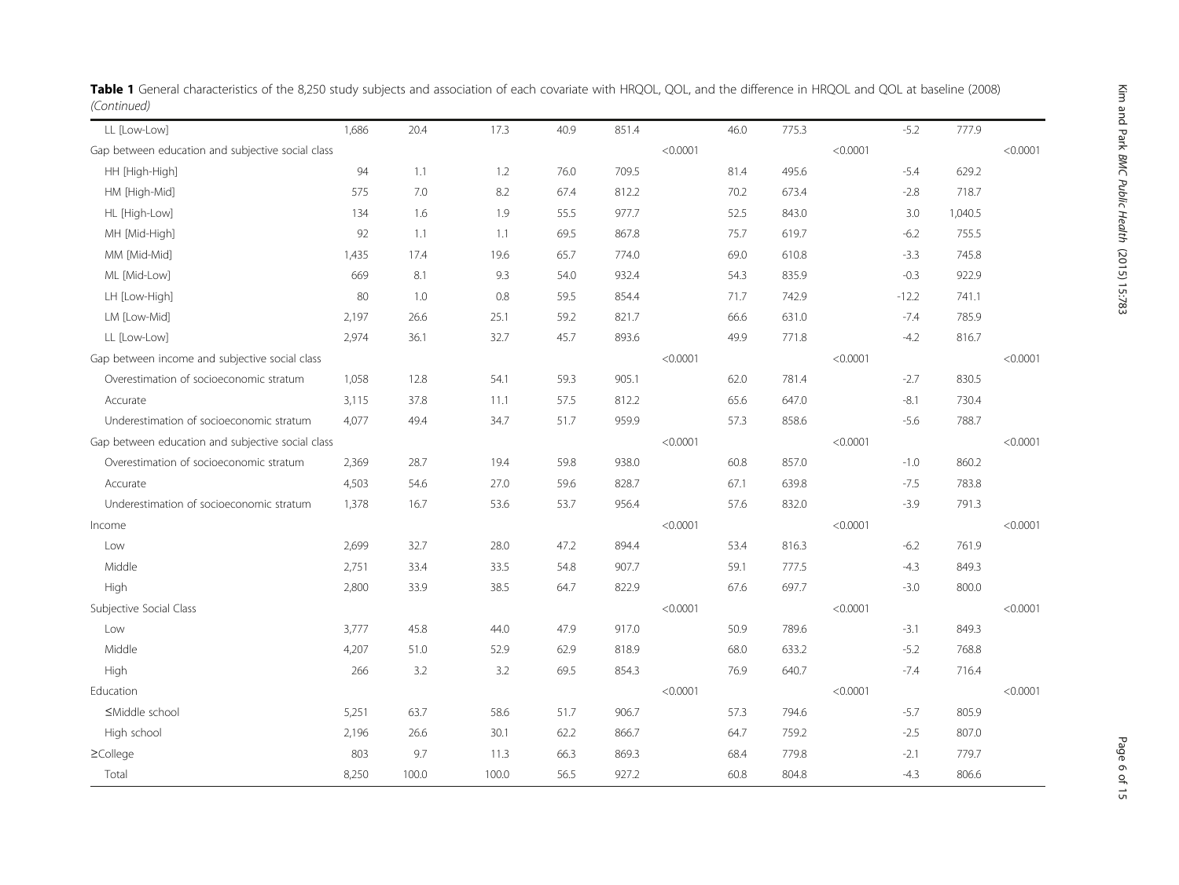**Table 1** General characteristics of the 8,250 study subjects and association of each covariate with HRQOL, QOL, and the difference in HRQOL and QOL at baseline (2008) *(Continued)*

| | | | | | | | | | | | | |
|---|---|---|---|---|---|---|---|---|---|---|---|---|
| LL [Low-Low] | 1,686 | 20.4 | 17.3 | 40.9 | 851.4 | | 46.0 | 775.3 | | -5.2 | 777.9 | |
| Gap between education and subjective social class | | | | | | <0.0001 | | | <0.0001 | | | <0.0001 |
| HH [High-High] | 94 | 1.1 | 1.2 | 76.0 | 709.5 | | 81.4 | 495.6 | | -5.4 | 629.2 | |
| HM [High-Mid] | 575 | 7.0 | 8.2 | 67.4 | 812.2 | | 70.2 | 673.4 | | -2.8 | 718.7 | |
| HL [High-Low] | 134 | 1.6 | 1.9 | 55.5 | 977.7 | | 52.5 | 843.0 | | 3.0 | 1,040.5 | |
| MH [Mid-High] | 92 | 1.1 | 1.1 | 69.5 | 867.8 | | 75.7 | 619.7 | | -6.2 | 755.5 | |
| MM [Mid-Mid] | 1,435 | 17.4 | 19.6 | 65.7 | 774.0 | | 69.0 | 610.8 | | -3.3 | 745.8 | |
| ML [Mid-Low] | 669 | 8.1 | 9.3 | 54.0 | 932.4 | | 54.3 | 835.9 | | -0.3 | 922.9 | |
| LH [Low-High] | 80 | 1.0 | 0.8 | 59.5 | 854.4 | | 71.7 | 742.9 | | -12.2 | 741.1 | |
| LM [Low-Mid] | 2,197 | 26.6 | 25.1 | 59.2 | 821.7 | | 66.6 | 631.0 | | -7.4 | 785.9 | |
| LL [Low-Low] | 2,974 | 36.1 | 32.7 | 45.7 | 893.6 | | 49.9 | 771.8 | | -4.2 | 816.7 | |
| Gap between income and subjective social class | | | | | | <0.0001 | | | <0.0001 | | | <0.0001 |
| Overestimation of socioeconomic stratum | 1,058 | 12.8 | 54.1 | 59.3 | 905.1 | | 62.0 | 781.4 | | -2.7 | 830.5 | |
| Accurate | 3,115 | 37.8 | 11.1 | 57.5 | 812.2 | | 65.6 | 647.0 | | -8.1 | 730.4 | |
| Underestimation of socioeconomic stratum | 4,077 | 49.4 | 34.7 | 51.7 | 959.9 | | 57.3 | 858.6 | | -5.6 | 788.7 | |
| Gap between education and subjective social class | | | | | | <0.0001 | | | <0.0001 | | | <0.0001 |
| Overestimation of socioeconomic stratum | 2,369 | 28.7 | 19.4 | 59.8 | 938.0 | | 60.8 | 857.0 | | -1.0 | 860.2 | |
| Accurate | 4,503 | 54.6 | 27.0 | 59.6 | 828.7 | | 67.1 | 639.8 | | -7.5 | 783.8 | |
| Underestimation of socioeconomic stratum | 1,378 | 16.7 | 53.6 | 53.7 | 956.4 | | 57.6 | 832.0 | | -3.9 | 791.3 | |
| Income | | | | | | <0.0001 | | | <0.0001 | | | <0.0001 |
| Low | 2,699 | 32.7 | 28.0 | 47.2 | 894.4 | | 53.4 | 816.3 | | -6.2 | 761.9 | |
| Middle | 2,751 | 33.4 | 33.5 | 54.8 | 907.7 | | 59.1 | 777.5 | | -4.3 | 849.3 | |
| High | 2,800 | 33.9 | 38.5 | 64.7 | 822.9 | | 67.6 | 697.7 | | -3.0 | 800.0 | |
| Subjective Social Class | | | | | | <0.0001 | | | <0.0001 | | | <0.0001 |
| Low | 3,777 | 45.8 | 44.0 | 47.9 | 917.0 | | 50.9 | 789.6 | | -3.1 | 849.3 | |
| Middle | 4,207 | 51.0 | 52.9 | 62.9 | 818.9 | | 68.0 | 633.2 | | -5.2 | 768.8 | |
| High | 266 | 3.2 | 3.2 | 69.5 | 854.3 | | 76.9 | 640.7 | | -7.4 | 716.4 | |
| Education | | | | | | <0.0001 | | | <0.0001 | | | <0.0001 |
| ≤Middle school | 5,251 | 63.7 | 58.6 | 51.7 | 906.7 | | 57.3 | 794.6 | | -5.7 | 805.9 | |
| High school | 2,196 | 26.6 | 30.1 | 62.2 | 866.7 | | 64.7 | 759.2 | | -2.5 | 807.0 | |
| ≥College | 803 | 9.7 | 11.3 | 66.3 | 869.3 | | 68.4 | 779.8 | | -2.1 | 779.7 | |
| Total | 8,250 | 100.0 | 100.0 | 56.5 | 927.2 | | 60.8 | 804.8 | | -4.3 | 806.6 | |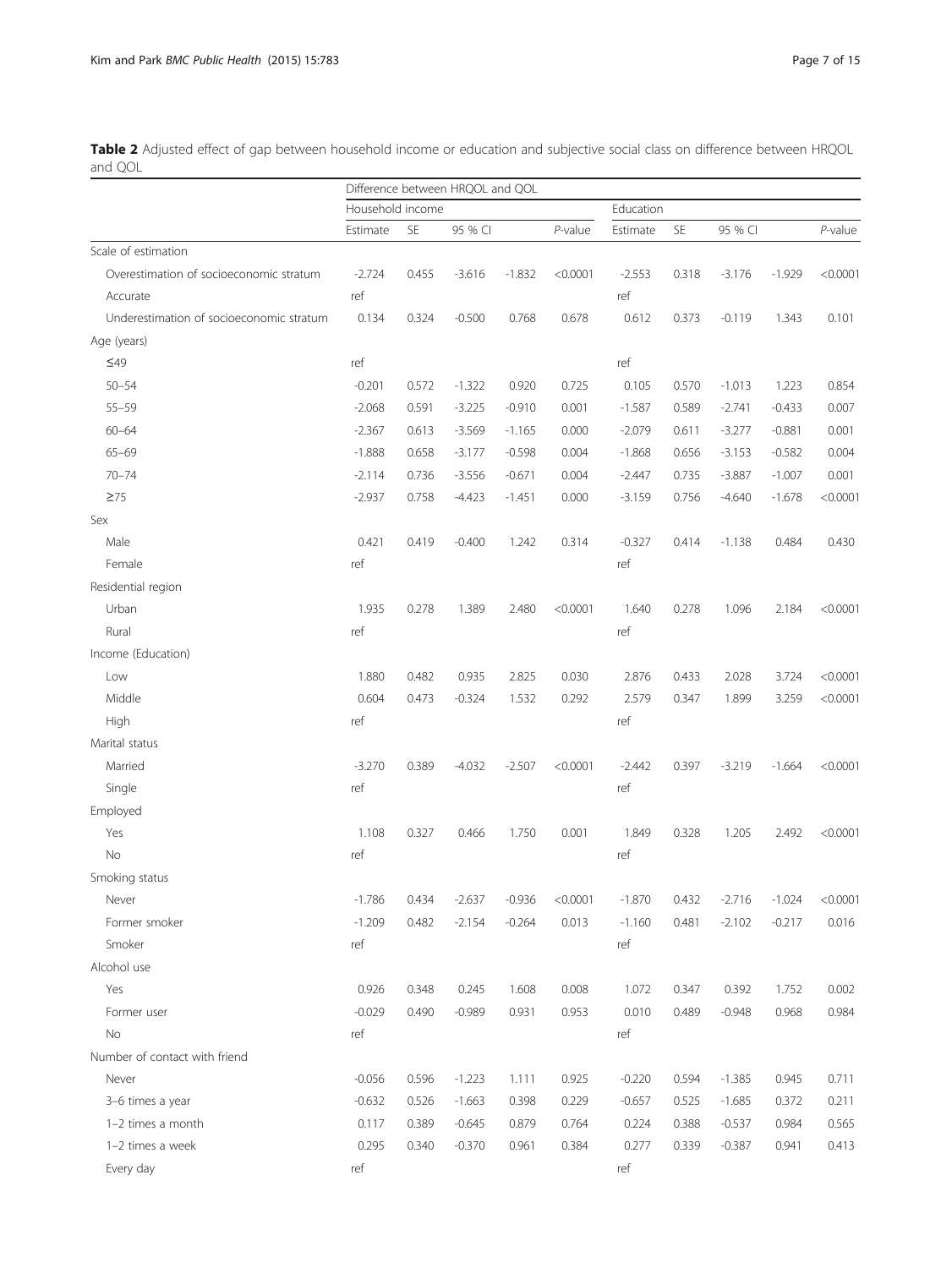**Table 2** Adjusted effect of gap between household income or education and subjective social class on difference between HRQOL and QOL

| | Difference between HRQOL and QOL | | | | | | | | | |
|---|---|---|---|---|---|---|---|---|---|---|
| | Household income | | | | | Education | | | | |
| | Estimate | SE | 95 % CI | | *P*-value | Estimate | SE | 95 % CI | | *P*-value |
| Scale of estimation | | | | | | | | | | |
| Overestimation of socioeconomic stratum | -2.724 | 0.455 | -3.616 | -1.832 | <0.0001 | -2.553 | 0.318 | -3.176 | -1.929 | <0.0001 |
| Accurate | ref | | | | | ref | | | | |
| Underestimation of socioeconomic stratum | 0.134 | 0.324 | -0.500 | 0.768 | 0.678 | 0.612 | 0.373 | -0.119 | 1.343 | 0.101 |
| Age (years) | | | | | | | | | | |
| ≤49 | ref | | | | | ref | | | | |
| 50–54 | -0.201 | 0.572 | -1.322 | 0.920 | 0.725 | 0.105 | 0.570 | -1.013 | 1.223 | 0.854 |
| 55–59 | -2.068 | 0.591 | -3.225 | -0.910 | 0.001 | -1.587 | 0.589 | -2.741 | -0.433 | 0.007 |
| 60–64 | -2.367 | 0.613 | -3.569 | -1.165 | 0.000 | -2.079 | 0.611 | -3.277 | -0.881 | 0.001 |
| 65–69 | -1.888 | 0.658 | -3.177 | -0.598 | 0.004 | -1.868 | 0.656 | -3.153 | -0.582 | 0.004 |
| 70–74 | -2.114 | 0.736 | -3.556 | -0.671 | 0.004 | -2.447 | 0.735 | -3.887 | -1.007 | 0.001 |
| ≥75 | -2.937 | 0.758 | -4.423 | -1.451 | 0.000 | -3.159 | 0.756 | -4.640 | -1.678 | <0.0001 |
| Sex | | | | | | | | | | |
| Male | 0.421 | 0.419 | -0.400 | 1.242 | 0.314 | -0.327 | 0.414 | -1.138 | 0.484 | 0.430 |
| Female | ref | | | | | ref | | | | |
| Residential region | | | | | | | | | | |
| Urban | 1.935 | 0.278 | 1.389 | 2.480 | <0.0001 | 1.640 | 0.278 | 1.096 | 2.184 | <0.0001 |
| Rural | ref | | | | | ref | | | | |
| Income (Education) | | | | | | | | | | |
| Low | 1.880 | 0.482 | 0.935 | 2.825 | 0.030 | 2.876 | 0.433 | 2.028 | 3.724 | <0.0001 |
| Middle | 0.604 | 0.473 | -0.324 | 1.532 | 0.292 | 2.579 | 0.347 | 1.899 | 3.259 | <0.0001 |
| High | ref | | | | | ref | | | | |
| Marital status | | | | | | | | | | |
| Married | -3.270 | 0.389 | -4.032 | -2.507 | <0.0001 | -2.442 | 0.397 | -3.219 | -1.664 | <0.0001 |
| Single | ref | | | | | ref | | | | |
| Employed | | | | | | | | | | |
| Yes | 1.108 | 0.327 | 0.466 | 1.750 | 0.001 | 1.849 | 0.328 | 1.205 | 2.492 | <0.0001 |
| No | ref | | | | | ref | | | | |
| Smoking status | | | | | | | | | | |
| Never | -1.786 | 0.434 | -2.637 | -0.936 | <0.0001 | -1.870 | 0.432 | -2.716 | -1.024 | <0.0001 |
| Former smoker | -1.209 | 0.482 | -2.154 | -0.264 | 0.013 | -1.160 | 0.481 | -2.102 | -0.217 | 0.016 |
| Smoker | ref | | | | | ref | | | | |
| Alcohol use | | | | | | | | | | |
| Yes | 0.926 | 0.348 | 0.245 | 1.608 | 0.008 | 1.072 | 0.347 | 0.392 | 1.752 | 0.002 |
| Former user | -0.029 | 0.490 | -0.989 | 0.931 | 0.953 | 0.010 | 0.489 | -0.948 | 0.968 | 0.984 |
| No | ref | | | | | ref | | | | |
| Number of contact with friend | | | | | | | | | | |
| Never | -0.056 | 0.596 | -1.223 | 1.111 | 0.925 | -0.220 | 0.594 | -1.385 | 0.945 | 0.711 |
| 3–6 times a year | -0.632 | 0.526 | -1.663 | 0.398 | 0.229 | -0.657 | 0.525 | -1.685 | 0.372 | 0.211 |
| 1–2 times a month | 0.117 | 0.389 | -0.645 | 0.879 | 0.764 | 0.224 | 0.388 | -0.537 | 0.984 | 0.565 |
| 1–2 times a week | 0.295 | 0.340 | -0.370 | 0.961 | 0.384 | 0.277 | 0.339 | -0.387 | 0.941 | 0.413 |
| Every day | ref | | | | | ref | | | | |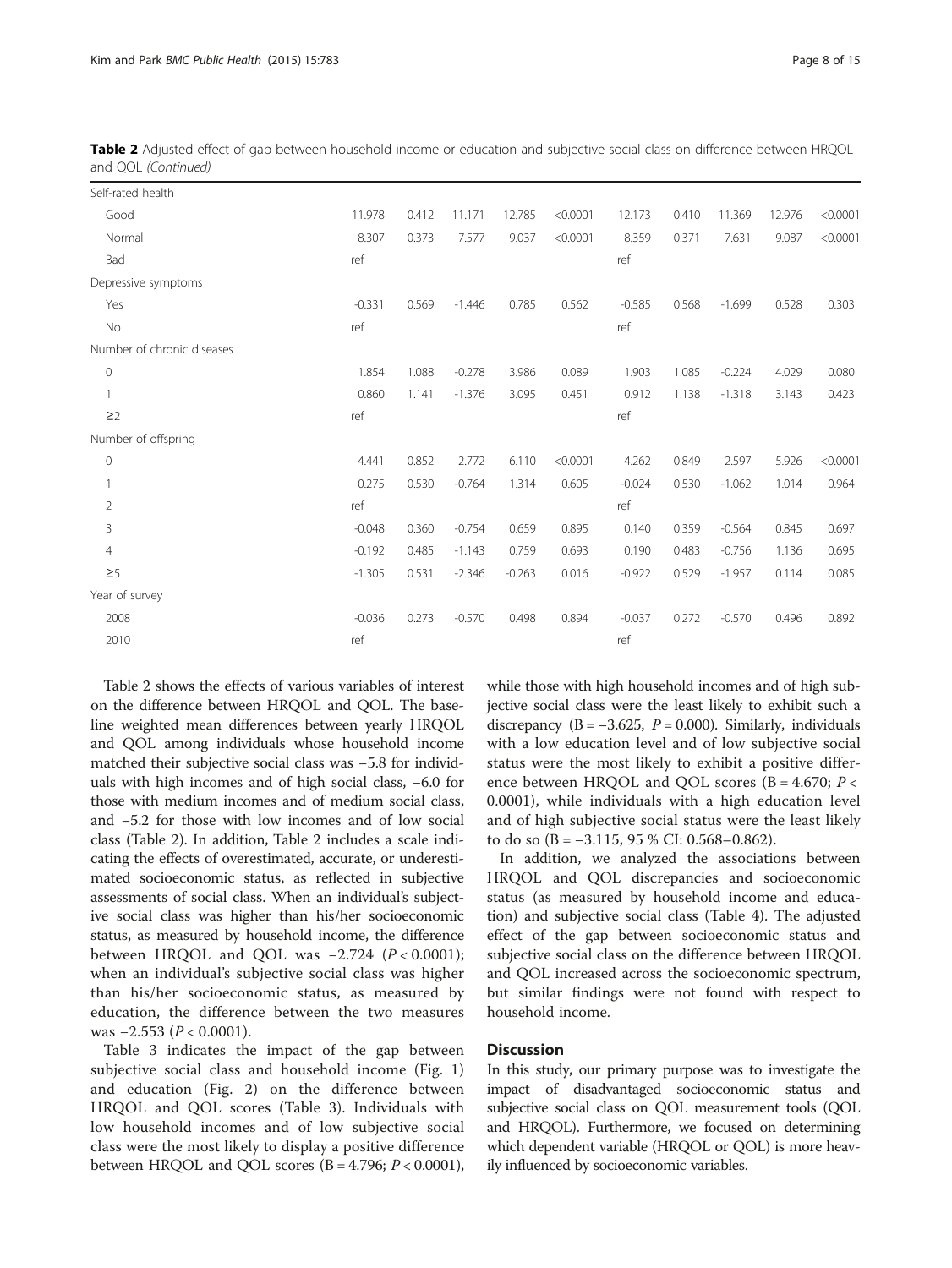**Table 2** Adjusted effect of gap between household income or education and subjective social class on difference between HRQOL and QOL *(Continued)*

| | | | | | | | | | | |
|---|---|---|---|---|---|---|---|---|---|---|
| Self-rated health | | | | | | | | | | |
| Good | 11.978 | 0.412 | 11.171 | 12.785 | <0.0001 | 12.173 | 0.410 | 11.369 | 12.976 | <0.0001 |
| Normal | 8.307 | 0.373 | 7.577 | 9.037 | <0.0001 | 8.359 | 0.371 | 7.631 | 9.087 | <0.0001 |
| Bad | ref | | | | | ref | | | | |
| Depressive symptoms | | | | | | | | | | |
| Yes | -0.331 | 0.569 | -1.446 | 0.785 | 0.562 | -0.585 | 0.568 | -1.699 | 0.528 | 0.303 |
| No | ref | | | | | ref | | | | |
| Number of chronic diseases | | | | | | | | | | |
| 0 | 1.854 | 1.088 | -0.278 | 3.986 | 0.089 | 1.903 | 1.085 | -0.224 | 4.029 | 0.080 |
| 1 | 0.860 | 1.141 | -1.376 | 3.095 | 0.451 | 0.912 | 1.138 | -1.318 | 3.143 | 0.423 |
| ≥2 | ref | | | | | ref | | | | |
| Number of offspring | | | | | | | | | | |
| 0 | 4.441 | 0.852 | 2.772 | 6.110 | <0.0001 | 4.262 | 0.849 | 2.597 | 5.926 | <0.0001 |
| 1 | 0.275 | 0.530 | -0.764 | 1.314 | 0.605 | -0.024 | 0.530 | -1.062 | 1.014 | 0.964 |
| 2 | ref | | | | | ref | | | | |
| 3 | -0.048 | 0.360 | -0.754 | 0.659 | 0.895 | 0.140 | 0.359 | -0.564 | 0.845 | 0.697 |
| 4 | -0.192 | 0.485 | -1.143 | 0.759 | 0.693 | 0.190 | 0.483 | -0.756 | 1.136 | 0.695 |
| ≥5 | -1.305 | 0.531 | -2.346 | -0.263 | 0.016 | -0.922 | 0.529 | -1.957 | 0.114 | 0.085 |
| Year of survey | | | | | | | | | | |
| 2008 | -0.036 | 0.273 | -0.570 | 0.498 | 0.894 | -0.037 | 0.272 | -0.570 | 0.496 | 0.892 |
| 2010 | ref | | | | | ref | | | | |

Table 2 shows the effects of various variables of interest on the difference between HRQOL and QOL. The baseline weighted mean differences between yearly HRQOL and QOL among individuals whose household income matched their subjective social class was −5.8 for individuals with high incomes and of high social class, −6.0 for those with medium incomes and of medium social class, and −5.2 for those with low incomes and of low social class (Table 2). In addition, Table 2 includes a scale indicating the effects of overestimated, accurate, or underestimated socioeconomic status, as reflected in subjective assessments of social class. When an individual's subjective social class was higher than his/her socioeconomic status, as measured by household income, the difference between HRQOL and QOL was −2.724 ($P < 0.0001$); when an individual's subjective social class was higher than his/her socioeconomic status, as measured by education, the difference between the two measures was −2.553 ($P < 0.0001$).

Table 3 indicates the impact of the gap between subjective social class and household income (Fig. 1) and education (Fig. 2) on the difference between HRQOL and QOL scores (Table 3). Individuals with low household incomes and of low subjective social class were the most likely to display a positive difference between HRQOL and QOL scores (B = 4.796; $P < 0.0001$), while those with high household incomes and of high subjective social class were the least likely to exhibit such a discrepancy (B = −3.625, $P = 0.000$). Similarly, individuals with a low education level and of low subjective social status were the most likely to exhibit a positive difference between HRQOL and QOL scores (B = 4.670; $P < 0.0001$), while individuals with a high education level and of high subjective social status were the least likely to do so (B = −3.115, 95 % CI: 0.568–0.862).

In addition, we analyzed the associations between HRQOL and QOL discrepancies and socioeconomic status (as measured by household income and education) and subjective social class (Table 4). The adjusted effect of the gap between socioeconomic status and subjective social class on the difference between HRQOL and QOL increased across the socioeconomic spectrum, but similar findings were not found with respect to household income.

## Discussion

In this study, our primary purpose was to investigate the impact of disadvantaged socioeconomic status and subjective social class on QOL measurement tools (QOL and HRQOL). Furthermore, we focused on determining which dependent variable (HRQOL or QOL) is more heavily influenced by socioeconomic variables.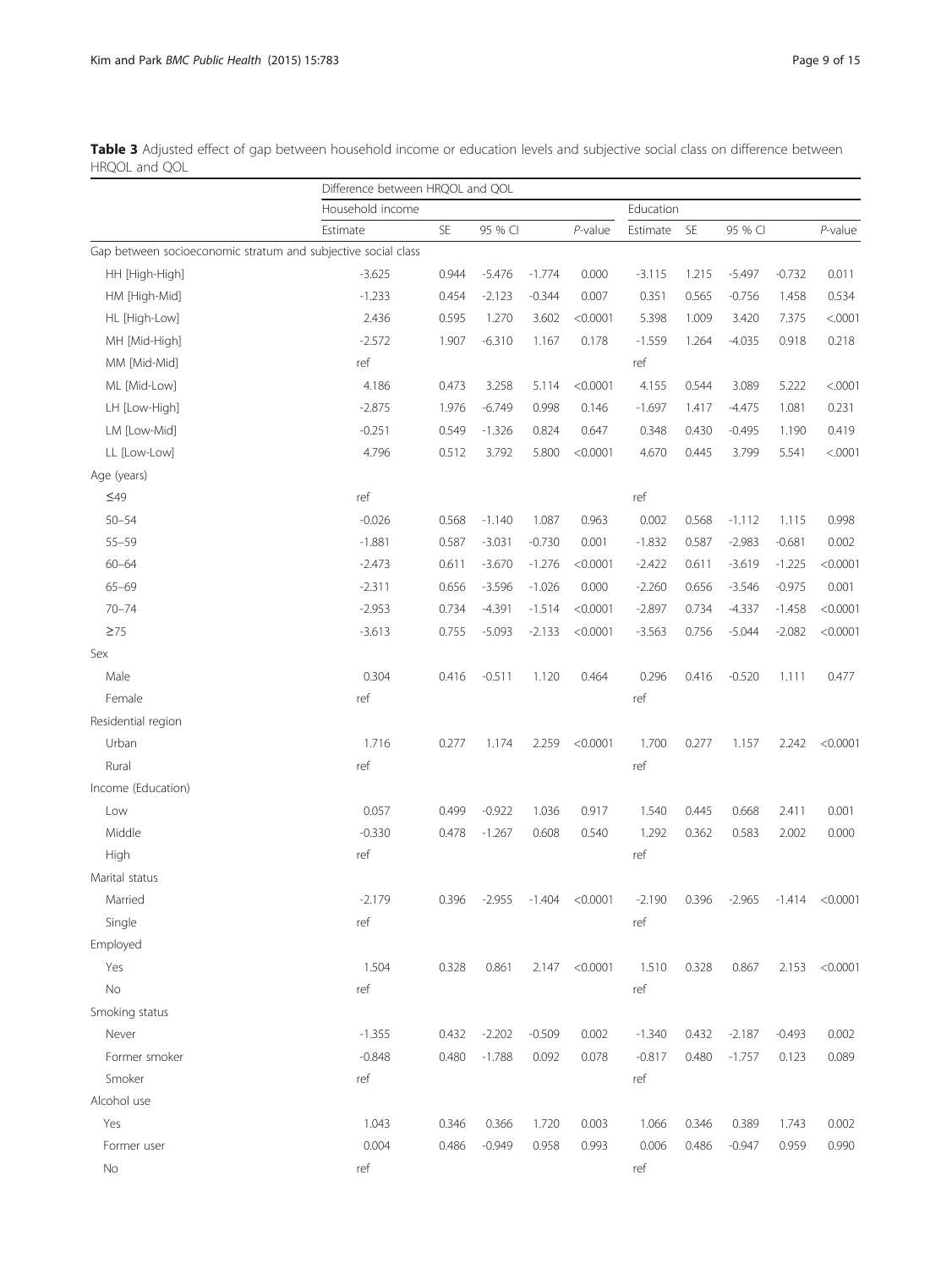**Table 3** Adjusted effect of gap between household income or education levels and subjective social class on difference between HRQOL and QOL

| | Difference between HRQOL and QOL | | | | | | | | | |
|---|---|---|---|---|---|---|---|---|---|---|
| | Household income | | | | | Education | | | | |
| | Estimate | SE | 95 % CI | | *P*-value | Estimate | SE | 95 % CI | | *P*-value |
| Gap between socioeconomic stratum and subjective social class | | | | | | | | | | |
| HH [High-High] | -3.625 | 0.944 | -5.476 | -1.774 | 0.000 | -3.115 | 1.215 | -5.497 | -0.732 | 0.011 |
| HM [High-Mid] | -1.233 | 0.454 | -2.123 | -0.344 | 0.007 | 0.351 | 0.565 | -0.756 | 1.458 | 0.534 |
| HL [High-Low] | 2.436 | 0.595 | 1.270 | 3.602 | <0.0001 | 5.398 | 1.009 | 3.420 | 7.375 | <.0001 |
| MH [Mid-High] | -2.572 | 1.907 | -6.310 | 1.167 | 0.178 | -1.559 | 1.264 | -4.035 | 0.918 | 0.218 |
| MM [Mid-Mid] | ref | | | | | ref | | | | |
| ML [Mid-Low] | 4.186 | 0.473 | 3.258 | 5.114 | <0.0001 | 4.155 | 0.544 | 3.089 | 5.222 | <.0001 |
| LH [Low-High] | -2.875 | 1.976 | -6.749 | 0.998 | 0.146 | -1.697 | 1.417 | -4.475 | 1.081 | 0.231 |
| LM [Low-Mid] | -0.251 | 0.549 | -1.326 | 0.824 | 0.647 | 0.348 | 0.430 | -0.495 | 1.190 | 0.419 |
| LL [Low-Low] | 4.796 | 0.512 | 3.792 | 5.800 | <0.0001 | 4.670 | 0.445 | 3.799 | 5.541 | <.0001 |
| Age (years) | | | | | | | | | | |
| ≤49 | ref | | | | | ref | | | | |
| 50–54 | -0.026 | 0.568 | -1.140 | 1.087 | 0.963 | 0.002 | 0.568 | -1.112 | 1.115 | 0.998 |
| 55–59 | -1.881 | 0.587 | -3.031 | -0.730 | 0.001 | -1.832 | 0.587 | -2.983 | -0.681 | 0.002 |
| 60–64 | -2.473 | 0.611 | -3.670 | -1.276 | <0.0001 | -2.422 | 0.611 | -3.619 | -1.225 | <0.0001 |
| 65–69 | -2.311 | 0.656 | -3.596 | -1.026 | 0.000 | -2.260 | 0.656 | -3.546 | -0.975 | 0.001 |
| 70–74 | -2.953 | 0.734 | -4.391 | -1.514 | <0.0001 | -2.897 | 0.734 | -4.337 | -1.458 | <0.0001 |
| ≥75 | -3.613 | 0.755 | -5.093 | -2.133 | <0.0001 | -3.563 | 0.756 | -5.044 | -2.082 | <0.0001 |
| Sex | | | | | | | | | | |
| Male | 0.304 | 0.416 | -0.511 | 1.120 | 0.464 | 0.296 | 0.416 | -0.520 | 1.111 | 0.477 |
| Female | ref | | | | | ref | | | | |
| Residential region | | | | | | | | | | |
| Urban | 1.716 | 0.277 | 1.174 | 2.259 | <0.0001 | 1.700 | 0.277 | 1.157 | 2.242 | <0.0001 |
| Rural | ref | | | | | ref | | | | |
| Income (Education) | | | | | | | | | | |
| Low | 0.057 | 0.499 | -0.922 | 1.036 | 0.917 | 1.540 | 0.445 | 0.668 | 2.411 | 0.001 |
| Middle | -0.330 | 0.478 | -1.267 | 0.608 | 0.540 | 1.292 | 0.362 | 0.583 | 2.002 | 0.000 |
| High | ref | | | | | ref | | | | |
| Marital status | | | | | | | | | | |
| Married | -2.179 | 0.396 | -2.955 | -1.404 | <0.0001 | -2.190 | 0.396 | -2.965 | -1.414 | <0.0001 |
| Single | ref | | | | | ref | | | | |
| Employed | | | | | | | | | | |
| Yes | 1.504 | 0.328 | 0.861 | 2.147 | <0.0001 | 1.510 | 0.328 | 0.867 | 2.153 | <0.0001 |
| No | ref | | | | | ref | | | | |
| Smoking status | | | | | | | | | | |
| Never | -1.355 | 0.432 | -2.202 | -0.509 | 0.002 | -1.340 | 0.432 | -2.187 | -0.493 | 0.002 |
| Former smoker | -0.848 | 0.480 | -1.788 | 0.092 | 0.078 | -0.817 | 0.480 | -1.757 | 0.123 | 0.089 |
| Smoker | ref | | | | | ref | | | | |
| Alcohol use | | | | | | | | | | |
| Yes | 1.043 | 0.346 | 0.366 | 1.720 | 0.003 | 1.066 | 0.346 | 0.389 | 1.743 | 0.002 |
| Former user | 0.004 | 0.486 | -0.949 | 0.958 | 0.993 | 0.006 | 0.486 | -0.947 | 0.959 | 0.990 |
| No | ref | | | | | ref | | | | |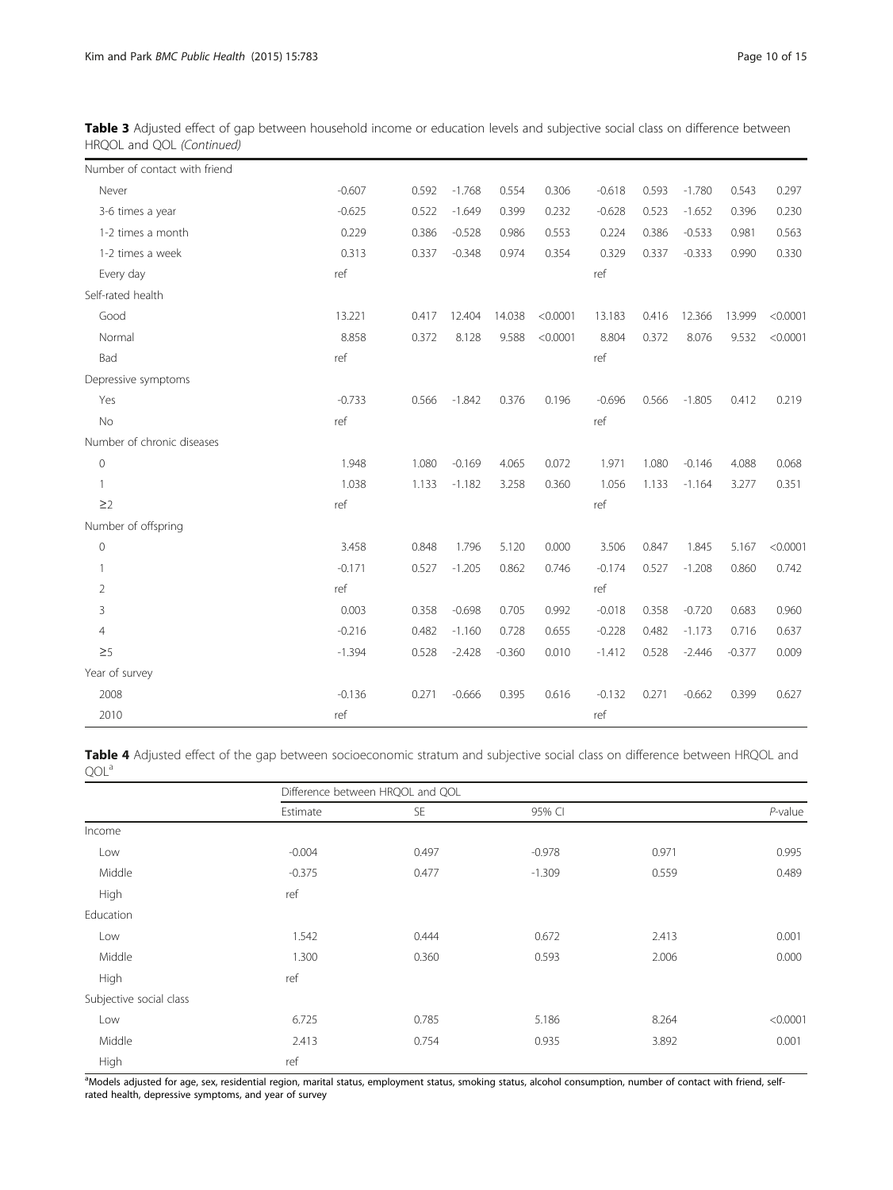**Table 3** Adjusted effect of gap between household income or education levels and subjective social class on difference between HRQOL and QOL *(Continued)*

| | | | | | | | | | | |
|---|---|---|---|---|---|---|---|---|---|---|
| Number of contact with friend | | | | | | | | | | |
| Never | -0.607 | 0.592 | -1.768 | 0.554 | 0.306 | -0.618 | 0.593 | -1.780 | 0.543 | 0.297 |
| 3-6 times a year | -0.625 | 0.522 | -1.649 | 0.399 | 0.232 | -0.628 | 0.523 | -1.652 | 0.396 | 0.230 |
| 1-2 times a month | 0.229 | 0.386 | -0.528 | 0.986 | 0.553 | 0.224 | 0.386 | -0.533 | 0.981 | 0.563 |
| 1-2 times a week | 0.313 | 0.337 | -0.348 | 0.974 | 0.354 | 0.329 | 0.337 | -0.333 | 0.990 | 0.330 |
| Every day | ref | | | | | ref | | | | |
| Self-rated health | | | | | | | | | | |
| Good | 13.221 | 0.417 | 12.404 | 14.038 | <0.0001 | 13.183 | 0.416 | 12.366 | 13.999 | <0.0001 |
| Normal | 8.858 | 0.372 | 8.128 | 9.588 | <0.0001 | 8.804 | 0.372 | 8.076 | 9.532 | <0.0001 |
| Bad | ref | | | | | ref | | | | |
| Depressive symptoms | | | | | | | | | | |
| Yes | -0.733 | 0.566 | -1.842 | 0.376 | 0.196 | -0.696 | 0.566 | -1.805 | 0.412 | 0.219 |
| No | ref | | | | | ref | | | | |
| Number of chronic diseases | | | | | | | | | | |
| 0 | 1.948 | 1.080 | -0.169 | 4.065 | 0.072 | 1.971 | 1.080 | -0.146 | 4.088 | 0.068 |
| 1 | 1.038 | 1.133 | -1.182 | 3.258 | 0.360 | 1.056 | 1.133 | -1.164 | 3.277 | 0.351 |
| ≥2 | ref | | | | | ref | | | | |
| Number of offspring | | | | | | | | | | |
| 0 | 3.458 | 0.848 | 1.796 | 5.120 | 0.000 | 3.506 | 0.847 | 1.845 | 5.167 | <0.0001 |
| 1 | -0.171 | 0.527 | -1.205 | 0.862 | 0.746 | -0.174 | 0.527 | -1.208 | 0.860 | 0.742 |
| 2 | ref | | | | | ref | | | | |
| 3 | 0.003 | 0.358 | -0.698 | 0.705 | 0.992 | -0.018 | 0.358 | -0.720 | 0.683 | 0.960 |
| 4 | -0.216 | 0.482 | -1.160 | 0.728 | 0.655 | -0.228 | 0.482 | -1.173 | 0.716 | 0.637 |
| ≥5 | -1.394 | 0.528 | -2.428 | -0.360 | 0.010 | -1.412 | 0.528 | -2.446 | -0.377 | 0.009 |
| Year of survey | | | | | | | | | | |
| 2008 | -0.136 | 0.271 | -0.666 | 0.395 | 0.616 | -0.132 | 0.271 | -0.662 | 0.399 | 0.627 |
| 2010 | ref | | | | | ref | | | | |

**Table 4** Adjusted effect of the gap between socioeconomic stratum and subjective social class on difference between HRQOL and QOL[a]

| | Difference between HRQOL and QOL | | | | |
|---|---|---|---|---|---|
| | Estimate | SE | 95% CI | | *P*-value |
| Income | | | | | |
| Low | -0.004 | 0.497 | -0.978 | 0.971 | 0.995 |
| Middle | -0.375 | 0.477 | -1.309 | 0.559 | 0.489 |
| High | ref | | | | |
| Education | | | | | |
| Low | 1.542 | 0.444 | 0.672 | 2.413 | 0.001 |
| Middle | 1.300 | 0.360 | 0.593 | 2.006 | 0.000 |
| High | ref | | | | |
| Subjective social class | | | | | |
| Low | 6.725 | 0.785 | 5.186 | 8.264 | <0.0001 |
| Middle | 2.413 | 0.754 | 0.935 | 3.892 | 0.001 |
| High | ref | | | | |

[a]Models adjusted for age, sex, residential region, marital status, employment status, smoking status, alcohol consumption, number of contact with friend, self-rated health, depressive symptoms, and year of survey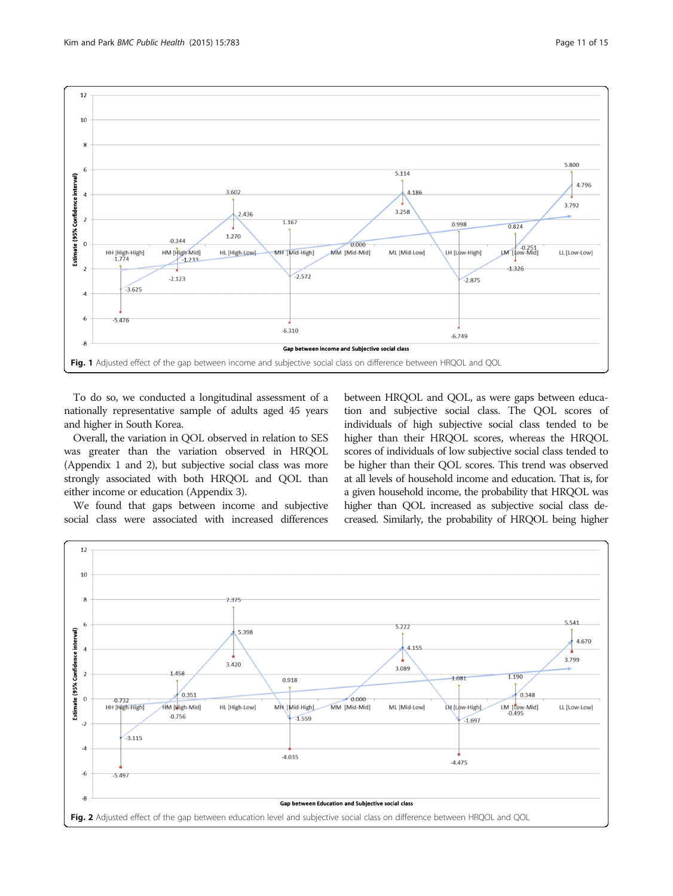Fig. 1 Adjusted effect of the gap between income and subjective social class on difference between HRQOL and QOL

To do so, we conducted a longitudinal assessment of a nationally representative sample of adults aged 45 years and higher in South Korea.

Overall, the variation in QOL observed in relation to SES was greater than the variation observed in HRQOL (Appendix 1 and 2), but subjective social class was more strongly associated with both HRQOL and QOL than either income or education (Appendix 3).

We found that gaps between income and subjective social class were associated with increased differences between HRQOL and QOL, as were gaps between education and subjective social class. The QOL scores of individuals of high subjective social class tended to be higher than their HRQOL scores, whereas the HRQOL scores of individuals of low subjective social class tended to be higher than their QOL scores. This trend was observed at all levels of household income and education. That is, for a given household income, the probability that HRQOL was higher than QOL increased as subjective social class decreased. Similarly, the probability of HRQOL being higher

Fig. 2 Adjusted effect of the gap between education level and subjective social class on difference between HRQOL and QOL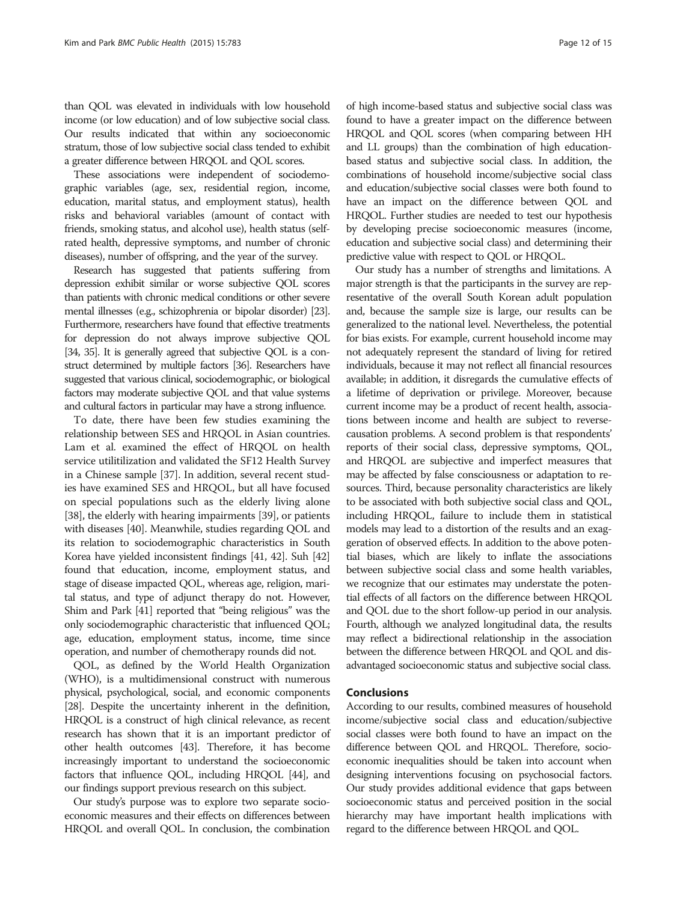than QOL was elevated in individuals with low household income (or low education) and of low subjective social class. Our results indicated that within any socioeconomic stratum, those of low subjective social class tended to exhibit a greater difference between HRQOL and QOL scores.

These associations were independent of sociodemographic variables (age, sex, residential region, income, education, marital status, and employment status), health risks and behavioral variables (amount of contact with friends, smoking status, and alcohol use), health status (self-rated health, depressive symptoms, and number of chronic diseases), number of offspring, and the year of the survey.

Research has suggested that patients suffering from depression exhibit similar or worse subjective QOL scores than patients with chronic medical conditions or other severe mental illnesses (e.g., schizophrenia or bipolar disorder) [23]. Furthermore, researchers have found that effective treatments for depression do not always improve subjective QOL [34, 35]. It is generally agreed that subjective QOL is a construct determined by multiple factors [36]. Researchers have suggested that various clinical, sociodemographic, or biological factors may moderate subjective QOL and that value systems and cultural factors in particular may have a strong influence.

To date, there have been few studies examining the relationship between SES and HRQOL in Asian countries. Lam et al. examined the effect of HRQOL on health service utilitilization and validated the SF12 Health Survey in a Chinese sample [37]. In addition, several recent studies have examined SES and HRQOL, but all have focused on special populations such as the elderly living alone [38], the elderly with hearing impairments [39], or patients with diseases [40]. Meanwhile, studies regarding QOL and its relation to sociodemographic characteristics in South Korea have yielded inconsistent findings [41, 42]. Suh [42] found that education, income, employment status, and stage of disease impacted QOL, whereas age, religion, marital status, and type of adjunct therapy do not. However, Shim and Park [41] reported that "being religious" was the only sociodemographic characteristic that influenced QOL; age, education, employment status, income, time since operation, and number of chemotherapy rounds did not.

QOL, as defined by the World Health Organization (WHO), is a multidimensional construct with numerous physical, psychological, social, and economic components [28]. Despite the uncertainty inherent in the definition, HRQOL is a construct of high clinical relevance, as recent research has shown that it is an important predictor of other health outcomes [43]. Therefore, it has become increasingly important to understand the socioeconomic factors that influence QOL, including HRQOL [44], and our findings support previous research on this subject.

Our study's purpose was to explore two separate socioeconomic measures and their effects on differences between HRQOL and overall QOL. In conclusion, the combination of high income-based status and subjective social class was found to have a greater impact on the difference between HRQOL and QOL scores (when comparing between HH and LL groups) than the combination of high education-based status and subjective social class. In addition, the combinations of household income/subjective social class and education/subjective social classes were both found to have an impact on the difference between QOL and HRQOL. Further studies are needed to test our hypothesis by developing precise socioeconomic measures (income, education and subjective social class) and determining their predictive value with respect to QOL or HRQOL.

Our study has a number of strengths and limitations. A major strength is that the participants in the survey are representative of the overall South Korean adult population and, because the sample size is large, our results can be generalized to the national level. Nevertheless, the potential for bias exists. For example, current household income may not adequately represent the standard of living for retired individuals, because it may not reflect all financial resources available; in addition, it disregards the cumulative effects of a lifetime of deprivation or privilege. Moreover, because current income may be a product of recent health, associations between income and health are subject to reverse-causation problems. A second problem is that respondents' reports of their social class, depressive symptoms, QOL, and HRQOL are subjective and imperfect measures that may be affected by false consciousness or adaptation to resources. Third, because personality characteristics are likely to be associated with both subjective social class and QOL, including HRQOL, failure to include them in statistical models may lead to a distortion of the results and an exaggeration of observed effects. In addition to the above potential biases, which are likely to inflate the associations between subjective social class and some health variables, we recognize that our estimates may understate the potential effects of all factors on the difference between HRQOL and QOL due to the short follow-up period in our analysis. Fourth, although we analyzed longitudinal data, the results may reflect a bidirectional relationship in the association between the difference between HRQOL and QOL and disadvantaged socioeconomic status and subjective social class.

## Conclusions

According to our results, combined measures of household income/subjective social class and education/subjective social classes were both found to have an impact on the difference between QOL and HRQOL. Therefore, socioeconomic inequalities should be taken into account when designing interventions focusing on psychosocial factors. Our study provides additional evidence that gaps between socioeconomic status and perceived position in the social hierarchy may have important health implications with regard to the difference between HRQOL and QOL.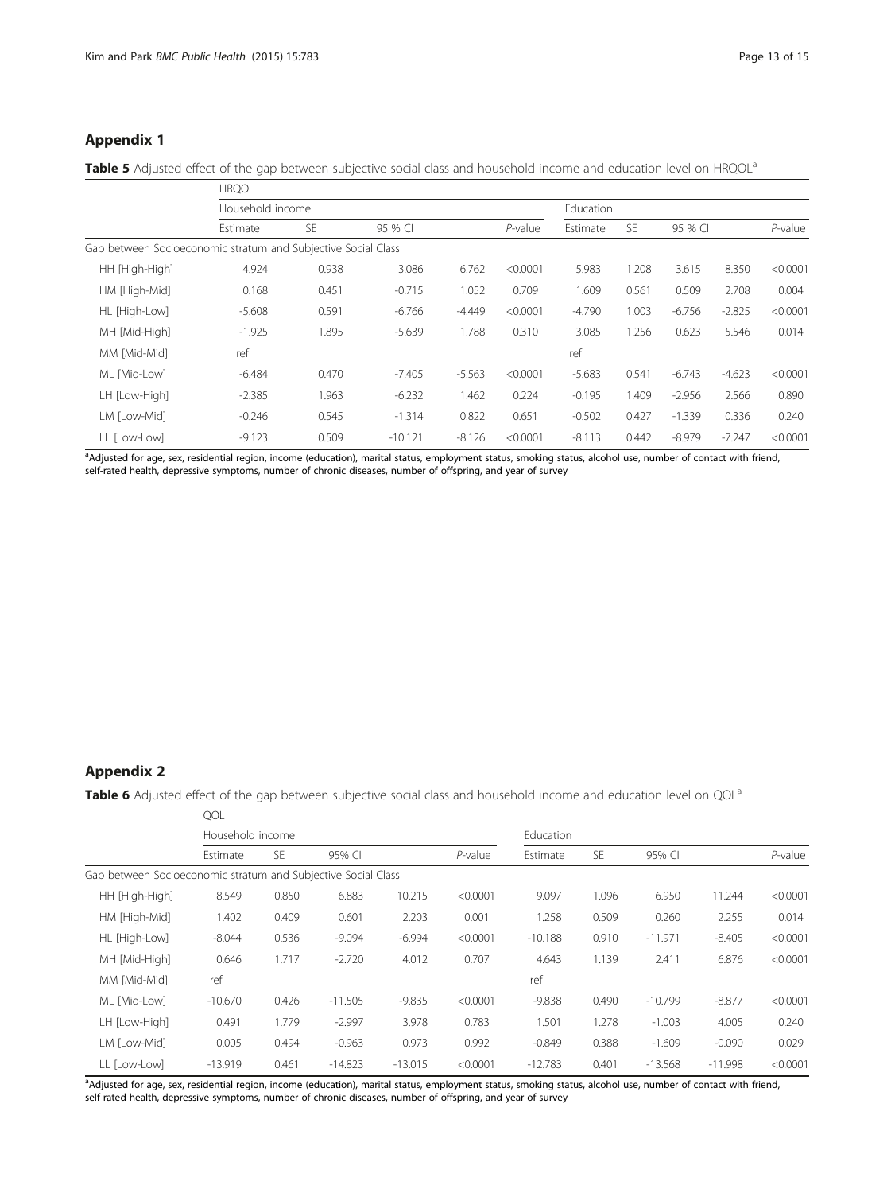## Appendix 1

**Table 5** Adjusted effect of the gap between subjective social class and household income and education level on HRQOL[a]

| | HRQOL | | | | | | | | | |
|---|---|---|---|---|---|---|---|---|---|---|
| | Household income | | | | | Education | | | | |
| | Estimate | SE | 95 % CI | | *P*-value | Estimate | SE | 95 % CI | | *P*-value |
| Gap between Socioeconomic stratum and Subjective Social Class | | | | | | | | | | |
| HH [High-High] | 4.924 | 0.938 | 3.086 | 6.762 | <0.0001 | 5.983 | 1.208 | 3.615 | 8.350 | <0.0001 |
| HM [High-Mid] | 0.168 | 0.451 | -0.715 | 1.052 | 0.709 | 1.609 | 0.561 | 0.509 | 2.708 | 0.004 |
| HL [High-Low] | -5.608 | 0.591 | -6.766 | -4.449 | <0.0001 | -4.790 | 1.003 | -6.756 | -2.825 | <0.0001 |
| MH [Mid-High] | -1.925 | 1.895 | -5.639 | 1.788 | 0.310 | 3.085 | 1.256 | 0.623 | 5.546 | 0.014 |
| MM [Mid-Mid] | ref | | | | | ref | | | | |
| ML [Mid-Low] | -6.484 | 0.470 | -7.405 | -5.563 | <0.0001 | -5.683 | 0.541 | -6.743 | -4.623 | <0.0001 |
| LH [Low-High] | -2.385 | 1.963 | -6.232 | 1.462 | 0.224 | -0.195 | 1.409 | -2.956 | 2.566 | 0.890 |
| LM [Low-Mid] | -0.246 | 0.545 | -1.314 | 0.822 | 0.651 | -0.502 | 0.427 | -1.339 | 0.336 | 0.240 |
| LL [Low-Low] | -9.123 | 0.509 | -10.121 | -8.126 | <0.0001 | -8.113 | 0.442 | -8.979 | -7.247 | <0.0001 |

[a]Adjusted for age, sex, residential region, income (education), marital status, employment status, smoking status, alcohol use, number of contact with friend, self-rated health, depressive symptoms, number of chronic diseases, number of offspring, and year of survey

## Appendix 2

**Table 6** Adjusted effect of the gap between subjective social class and household income and education level on QOL[a]

| | QOL | | | | | | | | | |
|---|---|---|---|---|---|---|---|---|---|---|
| | Household income | | | | | Education | | | | |
| | Estimate | SE | 95% CI | | *P*-value | Estimate | SE | 95% CI | | *P*-value |
| Gap between Socioeconomic stratum and Subjective Social Class | | | | | | | | | | |
| HH [High-High] | 8.549 | 0.850 | 6.883 | 10.215 | <0.0001 | 9.097 | 1.096 | 6.950 | 11.244 | <0.0001 |
| HM [High-Mid] | 1.402 | 0.409 | 0.601 | 2.203 | 0.001 | 1.258 | 0.509 | 0.260 | 2.255 | 0.014 |
| HL [High-Low] | -8.044 | 0.536 | -9.094 | -6.994 | <0.0001 | -10.188 | 0.910 | -11.971 | -8.405 | <0.0001 |
| MH [Mid-High] | 0.646 | 1.717 | -2.720 | 4.012 | 0.707 | 4.643 | 1.139 | 2.411 | 6.876 | <0.0001 |
| MM [Mid-Mid] | ref | | | | | ref | | | | |
| ML [Mid-Low] | -10.670 | 0.426 | -11.505 | -9.835 | <0.0001 | -9.838 | 0.490 | -10.799 | -8.877 | <0.0001 |
| LH [Low-High] | 0.491 | 1.779 | -2.997 | 3.978 | 0.783 | 1.501 | 1.278 | -1.003 | 4.005 | 0.240 |
| LM [Low-Mid] | 0.005 | 0.494 | -0.963 | 0.973 | 0.992 | -0.849 | 0.388 | -1.609 | -0.090 | 0.029 |
| LL [Low-Low] | -13.919 | 0.461 | -14.823 | -13.015 | <0.0001 | -12.783 | 0.401 | -13.568 | -11.998 | <0.0001 |

[a]Adjusted for age, sex, residential region, income (education), marital status, employment status, smoking status, alcohol use, number of contact with friend, self-rated health, depressive symptoms, number of chronic diseases, number of offspring, and year of survey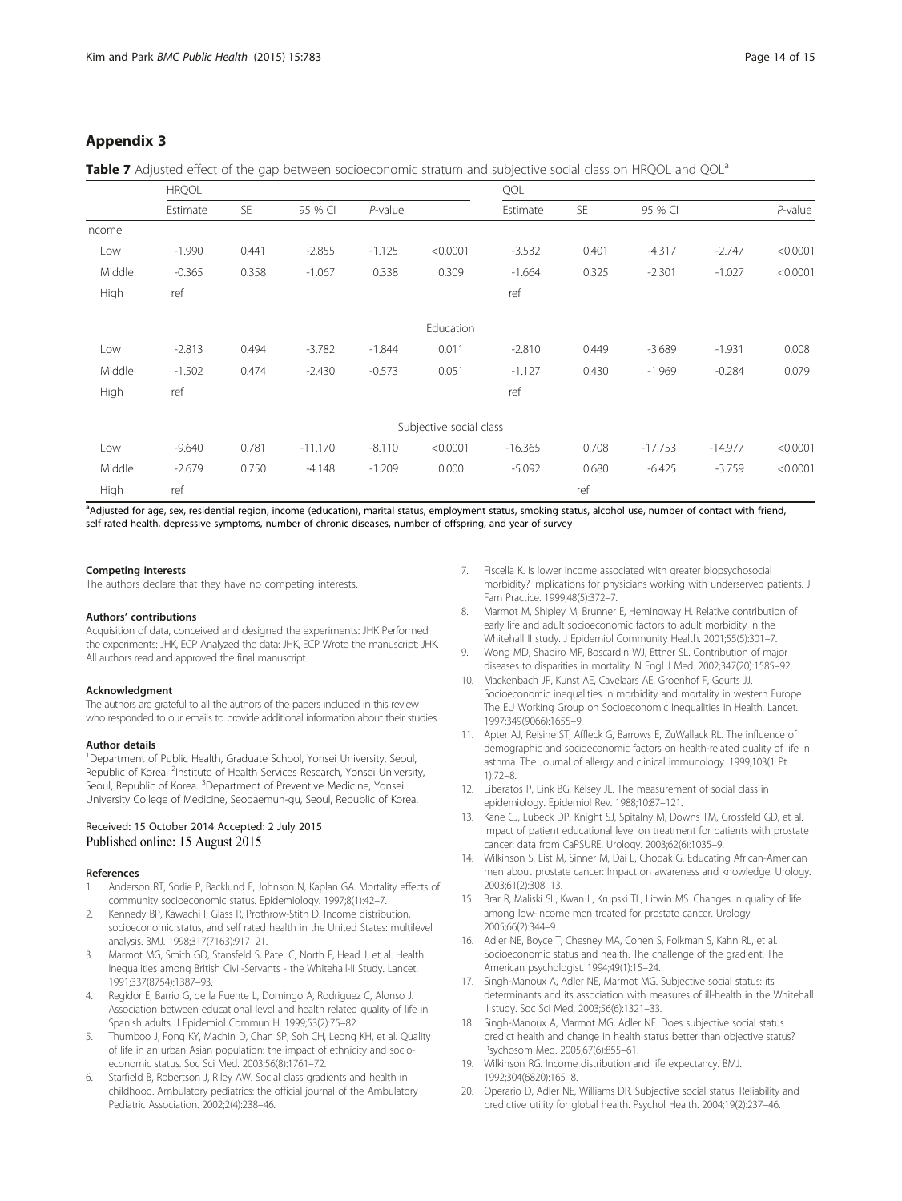## Appendix 3

**Table 7** Adjusted effect of the gap between socioeconomic stratum and subjective social class on HRQOL and QOL[a]

| | HRQOL | | | | | QOL | | | | |
|---|---|---|---|---|---|---|---|---|---|---|
| | Estimate | SE | 95 % CI | | *P*-value | Estimate | SE | 95 % CI | | *P*-value |
| Income | | | | | | | | | | |
| Low | -1.990 | 0.441 | -2.855 | -1.125 | <0.0001 | -3.532 | 0.401 | -4.317 | -2.747 | <0.0001 |
| Middle | -0.365 | 0.358 | -1.067 | 0.338 | 0.309 | -1.664 | 0.325 | -2.301 | -1.027 | <0.0001 |
| High | ref | | | | | ref | | | | |
| Education | | | | | | | | | | |
| Low | -2.813 | 0.494 | -3.782 | -1.844 | 0.011 | -2.810 | 0.449 | -3.689 | -1.931 | 0.008 |
| Middle | -1.502 | 0.474 | -2.430 | -0.573 | 0.051 | -1.127 | 0.430 | -1.969 | -0.284 | 0.079 |
| High | ref | | | | | ref | | | | |
| Subjective social class | | | | | | | | | | |
| Low | -9.640 | 0.781 | -11.170 | -8.110 | <0.0001 | -16.365 | 0.708 | -17.753 | -14.977 | <0.0001 |
| Middle | -2.679 | 0.750 | -4.148 | -1.209 | 0.000 | -5.092 | 0.680 | -6.425 | -3.759 | <0.0001 |
| High | ref | | | | | | ref | | | |

[a]Adjusted for age, sex, residential region, income (education), marital status, employment status, smoking status, alcohol use, number of contact with friend, self-rated health, depressive symptoms, number of chronic diseases, number of offspring, and year of survey

#### Competing interests

The authors declare that they have no competing interests.

#### Authors' contributions

Acquisition of data, conceived and designed the experiments: JHK Performed the experiments: JHK, ECP Analyzed the data: JHK, ECP Wrote the manuscript: JHK. All authors read and approved the final manuscript.

#### Acknowledgment

The authors are grateful to all the authors of the papers included in this review who responded to our emails to provide additional information about their studies.

#### Author details

[1]Department of Public Health, Graduate School, Yonsei University, Seoul, Republic of Korea. [2]Institute of Health Services Research, Yonsei University, Seoul, Republic of Korea. [3]Department of Preventive Medicine, Yonsei University College of Medicine, Seodaemun-gu, Seoul, Republic of Korea.

Received: 15 October 2014 Accepted: 2 July 2015
Published online: 15 August 2015

#### References

1. Anderson RT, Sorlie P, Backlund E, Johnson N, Kaplan GA. Mortality effects of community socioeconomic status. Epidemiology. 1997;8(1):42–7.
2. Kennedy BP, Kawachi I, Glass R, Prothrow-Stith D. Income distribution, socioeconomic status, and self rated health in the United States: multilevel analysis. BMJ. 1998;317(7163):917–21.
3. Marmot MG, Smith GD, Stansfeld S, Patel C, North F, Head J, et al. Health Inequalities among British Civil-Servants - the Whitehall-Ii Study. Lancet. 1991;337(8754):1387–93.
4. Regidor E, Barrio G, de la Fuente L, Domingo A, Rodriguez C, Alonso J. Association between educational level and health related quality of life in Spanish adults. J Epidemiol Commun H. 1999;53(2):75–82.
5. Thumboo J, Fong KY, Machin D, Chan SP, Soh CH, Leong KH, et al. Quality of life in an urban Asian population: the impact of ethnicity and socio-economic status. Soc Sci Med. 2003;56(8):1761–72.
6. Starfield B, Robertson J, Riley AW. Social class gradients and health in childhood. Ambulatory pediatrics: the official journal of the Ambulatory Pediatric Association. 2002;2(4):238–46.
7. Fiscella K. Is lower income associated with greater biopsychosocial morbidity? Implications for physicians working with underserved patients. J Fam Practice. 1999;48(5):372–7.
8. Marmot M, Shipley M, Brunner E, Hemingway H. Relative contribution of early life and adult socioeconomic factors to adult morbidity in the Whitehall II study. J Epidemiol Community Health. 2001;55(5):301–7.
9. Wong MD, Shapiro MF, Boscardin WJ, Ettner SL. Contribution of major diseases to disparities in mortality. N Engl J Med. 2002;347(20):1585–92.
10. Mackenbach JP, Kunst AE, Cavelaars AE, Groenhof F, Geurts JJ. Socioeconomic inequalities in morbidity and mortality in western Europe. The EU Working Group on Socioeconomic Inequalities in Health. Lancet. 1997;349(9066):1655–9.
11. Apter AJ, Reisine ST, Affleck G, Barrows E, ZuWallack RL. The influence of demographic and socioeconomic factors on health-related quality of life in asthma. The Journal of allergy and clinical immunology. 1999;103(1 Pt 1):72–8.
12. Liberatos P, Link BG, Kelsey JL. The measurement of social class in epidemiology. Epidemiol Rev. 1988;10:87–121.
13. Kane CJ, Lubeck DP, Knight SJ, Spitalny M, Downs TM, Grossfeld GD, et al. Impact of patient educational level on treatment for patients with prostate cancer: data from CaPSURE. Urology. 2003;62(6):1035–9.
14. Wilkinson S, List M, Sinner M, Dai L, Chodak G. Educating African-American men about prostate cancer: Impact on awareness and knowledge. Urology. 2003;61(2):308–13.
15. Brar R, Maliski SL, Kwan L, Krupski TL, Litwin MS. Changes in quality of life among low-income men treated for prostate cancer. Urology. 2005;66(2):344–9.
16. Adler NE, Boyce T, Chesney MA, Cohen S, Folkman S, Kahn RL, et al. Socioeconomic status and health. The challenge of the gradient. The American psychologist. 1994;49(1):15–24.
17. Singh-Manoux A, Adler NE, Marmot MG. Subjective social status: its determinants and its association with measures of ill-health in the Whitehall II study. Soc Sci Med. 2003;56(6):1321–33.
18. Singh-Manoux A, Marmot MG, Adler NE. Does subjective social status predict health and change in health status better than objective status? Psychosom Med. 2005;67(6):855–61.
19. Wilkinson RG. Income distribution and life expectancy. BMJ. 1992;304(6820):165–8.
20. Operario D, Adler NE, Williams DR. Subjective social status: Reliability and predictive utility for global health. Psychol Health. 2004;19(2):237–46.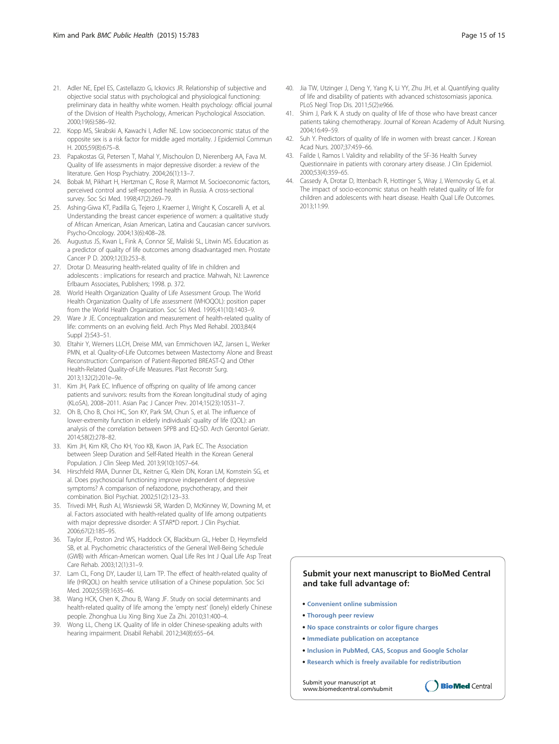21. Adler NE, Epel ES, Castellazzo G, Ickovics JR. Relationship of subjective and objective social status with psychological and physiological functioning: preliminary data in healthy white women. Health psychology: official journal of the Division of Health Psychology, American Psychological Association. 2000;19(6):586–92.
22. Kopp MS, Skrabski A, Kawachi I, Adler NE. Low socioeconomic status of the opposite sex is a risk factor for middle aged mortality. J Epidemiol Commun H. 2005;59(8):675–8.
23. Papakostas GI, Petersen T, Mahal Y, Mischoulon D, Nierenberg AA, Fava M. Quality of life assessments in major depressive disorder: a review of the literature. Gen Hosp Psychiatry. 2004;26(1):13–7.
24. Bobak M, Pikhart H, Hertzman C, Rose R, Marmot M. Socioeconomic factors, perceived control and self-reported health in Russia. A cross-sectional survey. Soc Sci Med. 1998;47(2):269–79.
25. Ashing-Giwa KT, Padilla G, Tejero J, Kraemer J, Wright K, Coscarelli A, et al. Understanding the breast cancer experience of women: a qualitative study of African American, Asian American, Latina and Caucasian cancer survivors. Psycho-Oncology. 2004;13(6):408–28.
26. Augustus JS, Kwan L, Fink A, Connor SE, Maliski SL, Litwin MS. Education as a predictor of quality of life outcomes among disadvantaged men. Prostate Cancer P D. 2009;12(3):253–8.
27. Drotar D. Measuring health-related quality of life in children and adolescents : implications for research and practice. Mahwah, NJ: Lawrence Erlbaum Associates, Publishers; 1998. p. 372.
28. World Health Organization Quality of Life Assessment Group. The World Health Organization Quality of Life assessment (WHOQOL): position paper from the World Health Organization. Soc Sci Med. 1995;41(10):1403–9.
29. Ware Jr JE. Conceptualization and measurement of health-related quality of life: comments on an evolving field. Arch Phys Med Rehabil. 2003;84(4 Suppl 2):S43–51.
30. Eltahir Y, Werners LLCH, Dreise MM, van Emmichoven IAZ, Jansen L, Werker PMN, et al. Quality-of-Life Outcomes between Mastectomy Alone and Breast Reconstruction: Comparison of Patient-Reported BREAST-Q and Other Health-Related Quality-of-Life Measures. Plast Reconstr Surg. 2013;132(2):201e–9e.
31. Kim JH, Park EC. Influence of offspring on quality of life among cancer patients and survivors: results from the Korean longitudinal study of aging (KLoSA), 2008–2011. Asian Pac J Cancer Prev. 2014;15(23):10531–7.
32. Oh B, Cho B, Choi HC, Son KY, Park SM, Chun S, et al. The influence of lower-extremity function in elderly individuals' quality of life (QOL): an analysis of the correlation between SPPB and EQ-5D. Arch Gerontol Geriatr. 2014;58(2):278–82.
33. Kim JH, Kim KR, Cho KH, Yoo KB, Kwon JA, Park EC. The Association between Sleep Duration and Self-Rated Health in the Korean General Population. J Clin Sleep Med. 2013;9(10):1057–64.
34. Hirschfeld RMA, Dunner DL, Keitner G, Klein DN, Koran LM, Kornstein SG, et al. Does psychosocial functioning improve independent of depressive symptoms? A comparison of nefazodone, psychotherapy, and their combination. Biol Psychiat. 2002;51(2):123–33.
35. Trivedi MH, Rush AJ, Wisniewski SR, Warden D, McKinney W, Downing M, et al. Factors associated with health-related quality of life among outpatients with major depressive disorder: A STAR*D report. J Clin Psychiat. 2006;67(2):185–95.
36. Taylor JE, Poston 2nd WS, Haddock CK, Blackburn GL, Heber D, Heymsfield SB, et al. Psychometric characteristics of the General Well-Being Schedule (GWB) with African-American women. Qual Life Res Int J Qual Life Asp Treat Care Rehab. 2003;12(1):31–9.
37. Lam CL, Fong DY, Lauder IJ, Lam TP. The effect of health-related quality of life (HRQOL) on health service utilisation of a Chinese population. Soc Sci Med. 2002;55(9):1635–46.
38. Wang HCK, Chen K, Zhou B, Wang JF. Study on social determinants and health-related quality of life among the 'empty nest' (lonely) elderly Chinese people. Zhonghua Liu Xing Bing Xue Za Zhi. 2010;31:400–4.
39. Wong LL, Cheng LK. Quality of life in older Chinese-speaking adults with hearing impairment. Disabil Rehabil. 2012;34(8):655–64.
40. Jia TW, Utzinger J, Deng Y, Yang K, Li YY, Zhu JH, et al. Quantifying quality of life and disability of patients with advanced schistosomiasis japonica. PLoS Negl Trop Dis. 2011;5(2):e966.
41. Shim J, Park K. A study on quality of life of those who have breast cancer patients taking chemotherapy. Journal of Korean Academy of Adult Nursing. 2004;16:49–59.
42. Suh Y. Predictors of quality of life in women with breast cancer. J Korean Acad Nurs. 2007;37:459–66.
43. Failde I, Ramos I. Validity and reliability of the SF-36 Health Survey Questionnaire in patients with coronary artery disease. J Clin Epidemiol. 2000;53(4):359–65.
44. Cassedy A, Drotar D, Ittenbach R, Hottinger S, Wray J, Wernovsky G, et al. The impact of socio-economic status on health related quality of life for children and adolescents with heart disease. Health Qual Life Outcomes. 2013;11:99.

**Submit your next manuscript to BioMed Central and take full advantage of:**

- **Convenient online submission**
- **Thorough peer review**
- **No space constraints or color figure charges**
- **Immediate publication on acceptance**
- **Inclusion in PubMed, CAS, Scopus and Google Scholar**
- **Research which is freely available for redistribution**

Submit your manuscript at
www.biomedcentral.com/submit

BioMed Central